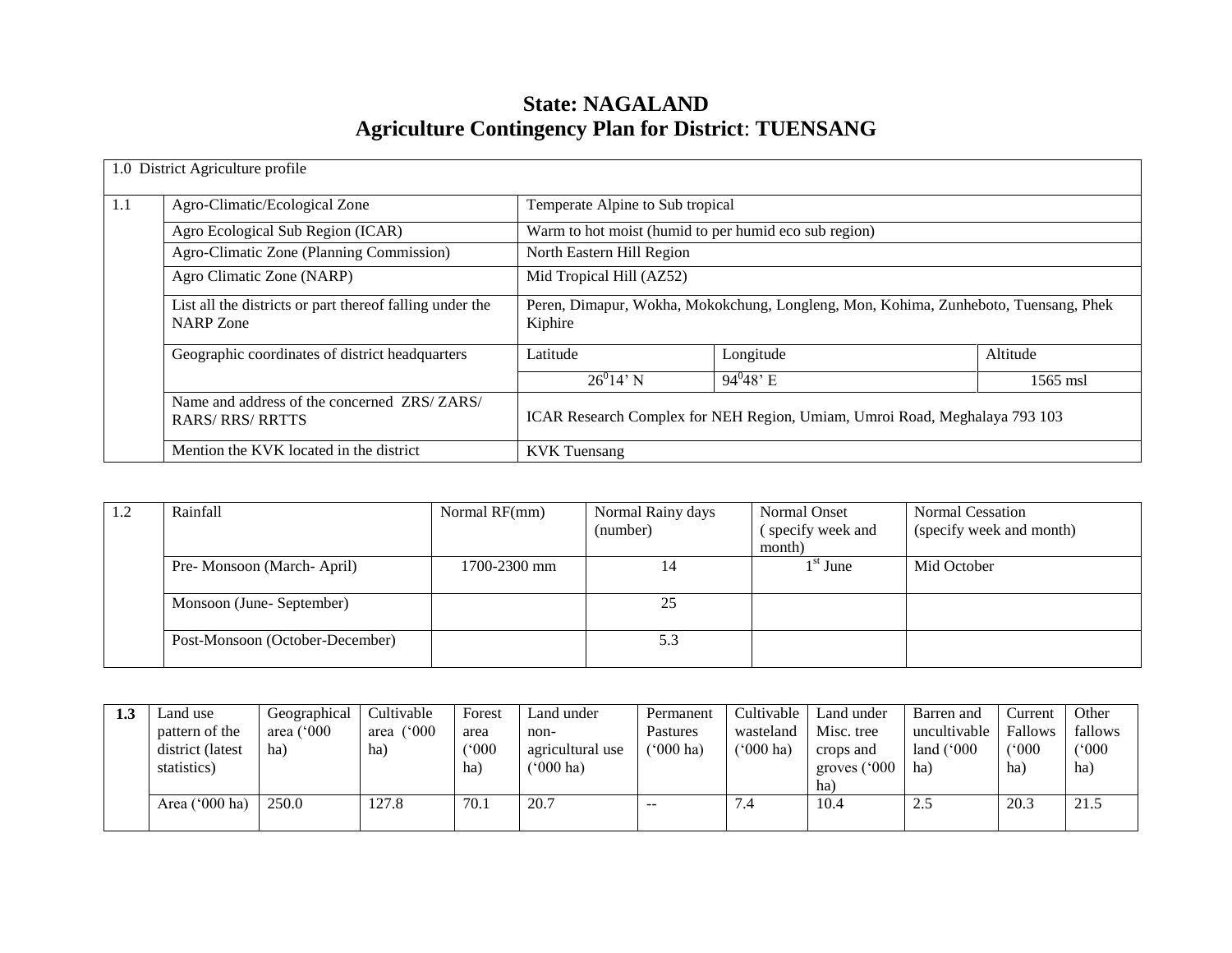# State: NAGALAND
# Agriculture Contingency Plan for District: TUENSANG

| 1.0 District Agriculture profile | | | | |
|---|---|---|---|---|
| 1.1 | Agro-Climatic/Ecological Zone | Temperate Alpine to Sub tropical | | |
| | Agro Ecological Sub Region (ICAR) | Warm to hot moist (humid to per humid eco sub region) | | |
| | Agro-Climatic Zone (Planning Commission) | North Eastern Hill Region | | |
| | Agro Climatic Zone (NARP) | Mid Tropical Hill (AZ52) | | |
| | List all the districts or part thereof falling under the NARP Zone | Peren, Dimapur, Wokha, Mokokchung, Longleng, Mon, Kohima, Zunheboto, Tuensang, Phek Kiphire | | |
| | Geographic coordinates of district headquarters | Latitude | Longitude | Altitude |
| | | $26^{0}14'$ N | $94^{0}48'$ E | 1565 msl |
| | Name and address of the concerned ZRS/ ZARS/ RARS/ RRS/ RRTTS | ICAR Research Complex for NEH Region, Umiam, Umroi Road, Meghalaya 793 103 | | |
| | Mention the KVK located in the district | KVK Tuensang | | |

| 1.2 | Rainfall | Normal RF(mm) | Normal Rainy days (number) | Normal Onset ( specify week and month) | Normal Cessation (specify week and month) |
|---|---|---|---|---|---|
| | Pre- Monsoon (March- April) | 1700-2300 mm | 14 | 1st June | Mid October |
| | Monsoon (June- September) | | 25 | | |
| | Post-Monsoon (October-December) | | 5.3 | | |

| **1.3** | Land use pattern of the district (latest statistics) | Geographical area ('000 ha) | Cultivable area ('000 ha) | Forest area ('000 ha) | Land under non-agricultural use ('000 ha) | Permanent Pastures ('000 ha) | Cultivable wasteland ('000 ha) | Land under Misc. tree crops and groves ('000 ha) | Barren and uncultivable land ('000 ha) | Current Fallows ('000 ha) | Other fallows ('000 ha) |
|---|---|---|---|---|---|---|---|---|---|---|---|
| | Area ('000 ha) | 250.0 | 127.8 | 70.1 | 20.7 | -- | 7.4 | 10.4 | 2.5 | 20.3 | 21.5 |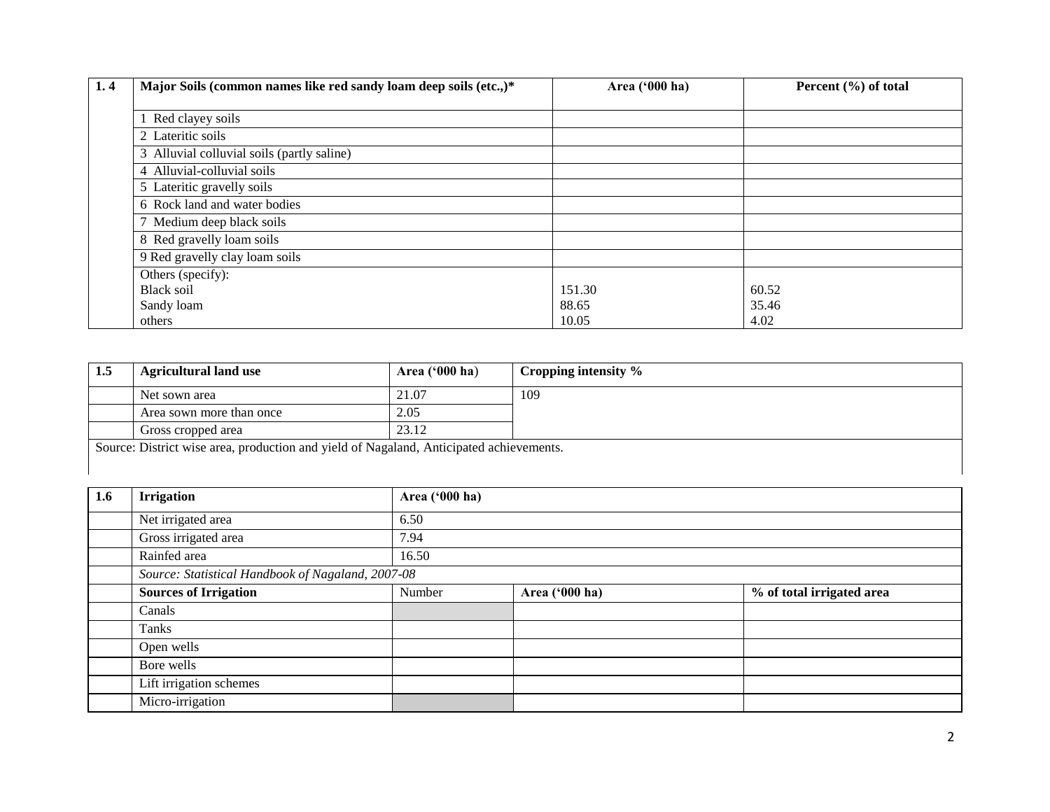| 1. 4 | Major Soils (common names like red sandy loam deep soils (etc.,)* | Area ('000 ha) | Percent (%) of total |
|---|---|---|---|
| | 1 Red clayey soils | | |
| | 2 Lateritic soils | | |
| | 3 Alluvial colluvial soils (partly saline) | | |
| | 4 Alluvial-colluvial soils | | |
| | 5 Lateritic gravelly soils | | |
| | 6 Rock land and water bodies | | |
| | 7 Medium deep black soils | | |
| | 8 Red gravelly loam soils | | |
| | 9 Red gravelly clay loam soils | | |
| | Others (specify): | | |
| | Black soil | 151.30 | 60.52 |
| | Sandy loam | 88.65 | 35.46 |
| | others | 10.05 | 4.02 |

| 1.5 | Agricultural land use | Area ('000 ha) | Cropping intensity % |
|---|---|---|---|
| | Net sown area | 21.07 | 109 |
| | Area sown more than once | 2.05 | |
| | Gross cropped area | 23.12 | |

Source: District wise area, production and yield of Nagaland, Anticipated achievements.

| 1.6 | Irrigation | Area ('000 ha) | | |
|---|---|---|---|---|
| | Net irrigated area | 6.50 | | |
| | Gross irrigated area | 7.94 | | |
| | Rainfed area | 16.50 | | |
| | *Source: Statistical Handbook of Nagaland, 2007-08* | | | |
| | **Sources of Irrigation** | Number | **Area ('000 ha)** | **% of total irrigated area** |
| | Canals | | | |
| | Tanks | | | |
| | Open wells | | | |
| | Bore wells | | | |
| | Lift irrigation schemes | | | |
| | Micro-irrigation | | | |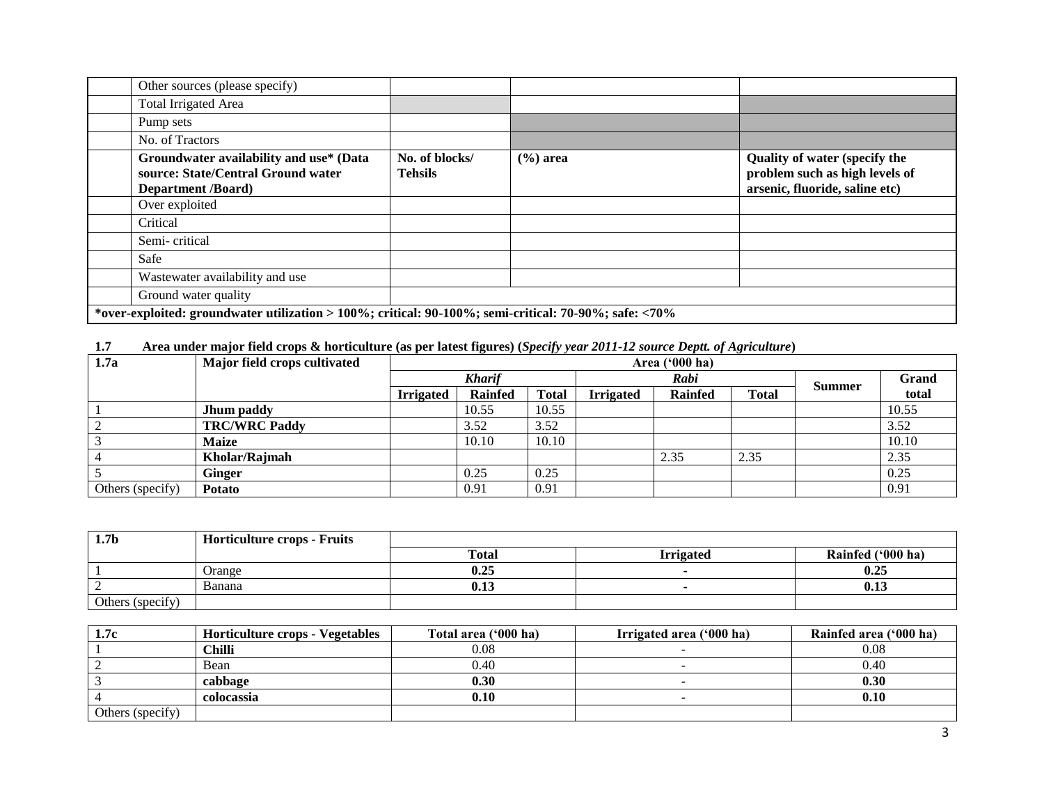| | | | | |
|---|---|---|---|---|
| | Other sources (please specify) | | | |
| | Total Irrigated Area | | | |
| | Pump sets | | | |
| | No. of Tractors | | | |
| | **Groundwater availability and use* (Data source: State/Central Ground water Department /Board)** | **No. of blocks/ Tehsils** | **(%) area** | **Quality of water (specify the problem such as high levels of arsenic, fluoride, saline etc)** |
| | Over exploited | | | |
| | Critical | | | |
| | Semi- critical | | | |
| | Safe | | | |
| | Wastewater availability and use | | | |
| | Ground water quality | | | |
| **\*over-exploited: groundwater utilization > 100%; critical: 90-100%; semi-critical: 70-90%; safe: <70%** | | | | |

**1.7 Area under major field crops & horticulture (as per latest figures) (*Specify year 2011-12 source Deptt. of Agriculture*)**

| **1.7a** | **Major field crops cultivated** | **Area ('000 ha)** | | | | | | | |
|---|---|---|---|---|---|---|---|---|---|
| | | ***Kharif*** | | | ***Rabi*** | | | **Summer** | **Grand total** |
| | | **Irrigated** | **Rainfed** | **Total** | **Irrigated** | **Rainfed** | **Total** | | |
| 1 | **Jhum paddy** | | 10.55 | 10.55 | | | | | 10.55 |
| 2 | **TRC/WRC Paddy** | | 3.52 | 3.52 | | | | | 3.52 |
| 3 | **Maize** | | 10.10 | 10.10 | | | | | 10.10 |
| 4 | **Kholar/Rajmah** | | | | | 2.35 | 2.35 | | 2.35 |
| 5 | **Ginger** | | 0.25 | 0.25 | | | | | 0.25 |
| Others (specify) | **Potato** | | 0.91 | 0.91 | | | | | 0.91 |

| **1.7b** | **Horticulture crops - Fruits** | | | |
|---|---|---|---|---|
| | | **Total** | **Irrigated** | **Rainfed ('000 ha)** |
| 1 | Orange | **0.25** | **-** | **0.25** |
| 2 | Banana | **0.13** | **-** | **0.13** |
| Others (specify) | | | | |

| **1.7c** | **Horticulture crops - Vegetables** | **Total area ('000 ha)** | **Irrigated area ('000 ha)** | **Rainfed area ('000 ha)** |
|---|---|---|---|---|
| 1 | **Chilli** | 0.08 | - | 0.08 |
| 2 | Bean | 0.40 | - | 0.40 |
| 3 | **cabbage** | **0.30** | **-** | **0.30** |
| 4 | **colocassia** | **0.10** | **-** | **0.10** |
| Others (specify) | | | | |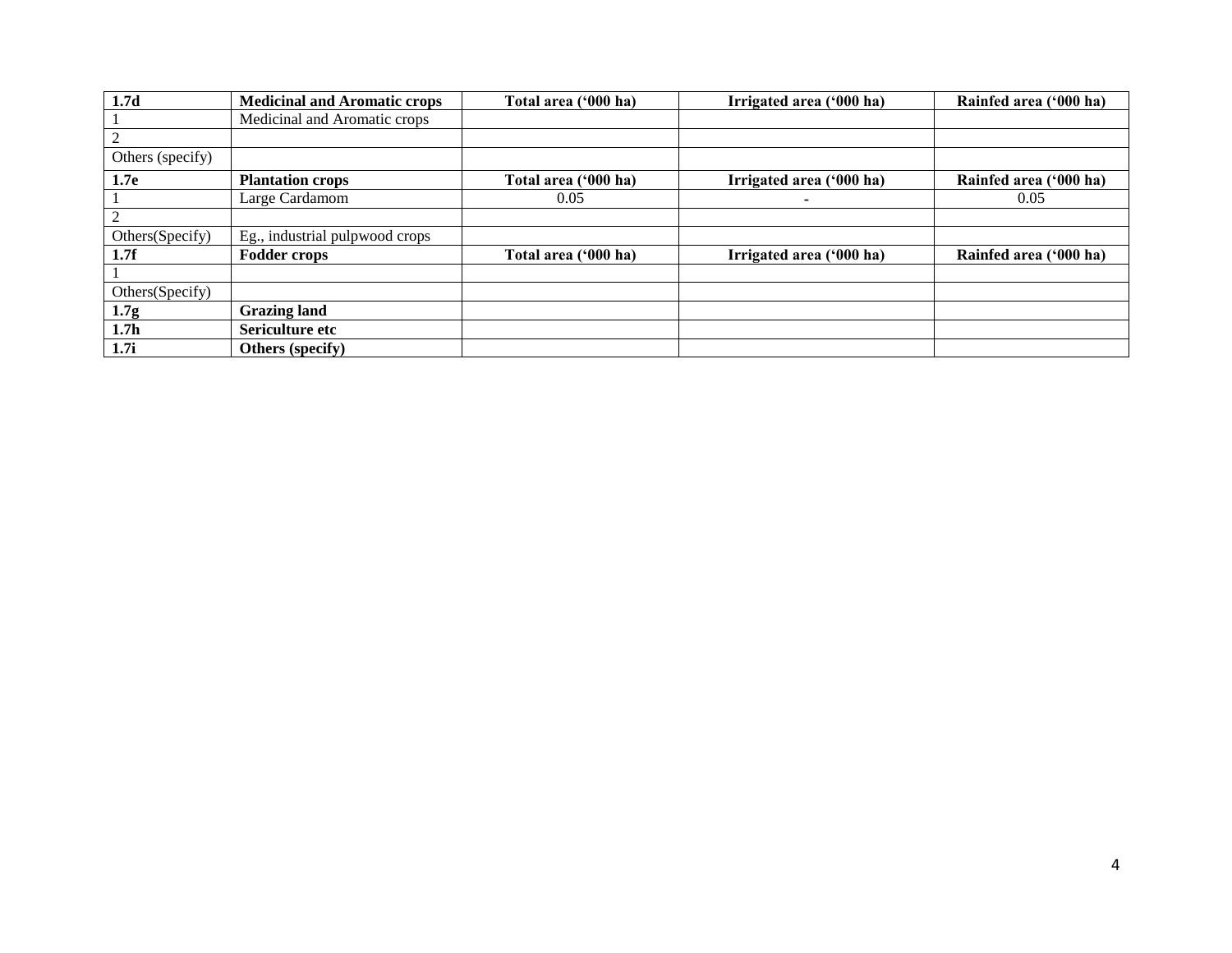| 1.7d | Medicinal and Aromatic crops | Total area ('000 ha) | Irrigated area ('000 ha) | Rainfed area ('000 ha) |
|---|---|---|---|---|
| 1 | Medicinal and Aromatic crops | | | |
| 2 | | | | |
| Others (specify) | | | | |
| **1.7e** | **Plantation crops** | **Total area ('000 ha)** | **Irrigated area ('000 ha)** | **Rainfed area ('000 ha)** |
| 1 | Large Cardamom | 0.05 | - | 0.05 |
| 2 | | | | |
| Others(Specify) | Eg., industrial pulpwood crops | | | |
| **1.7f** | **Fodder crops** | **Total area ('000 ha)** | **Irrigated area ('000 ha)** | **Rainfed area ('000 ha)** |
| 1 | | | | |
| Others(Specify) | | | | |
| **1.7g** | **Grazing land** | | | |
| **1.7h** | **Sericulture etc** | | | |
| **1.7i** | **Others (specify)** | | | |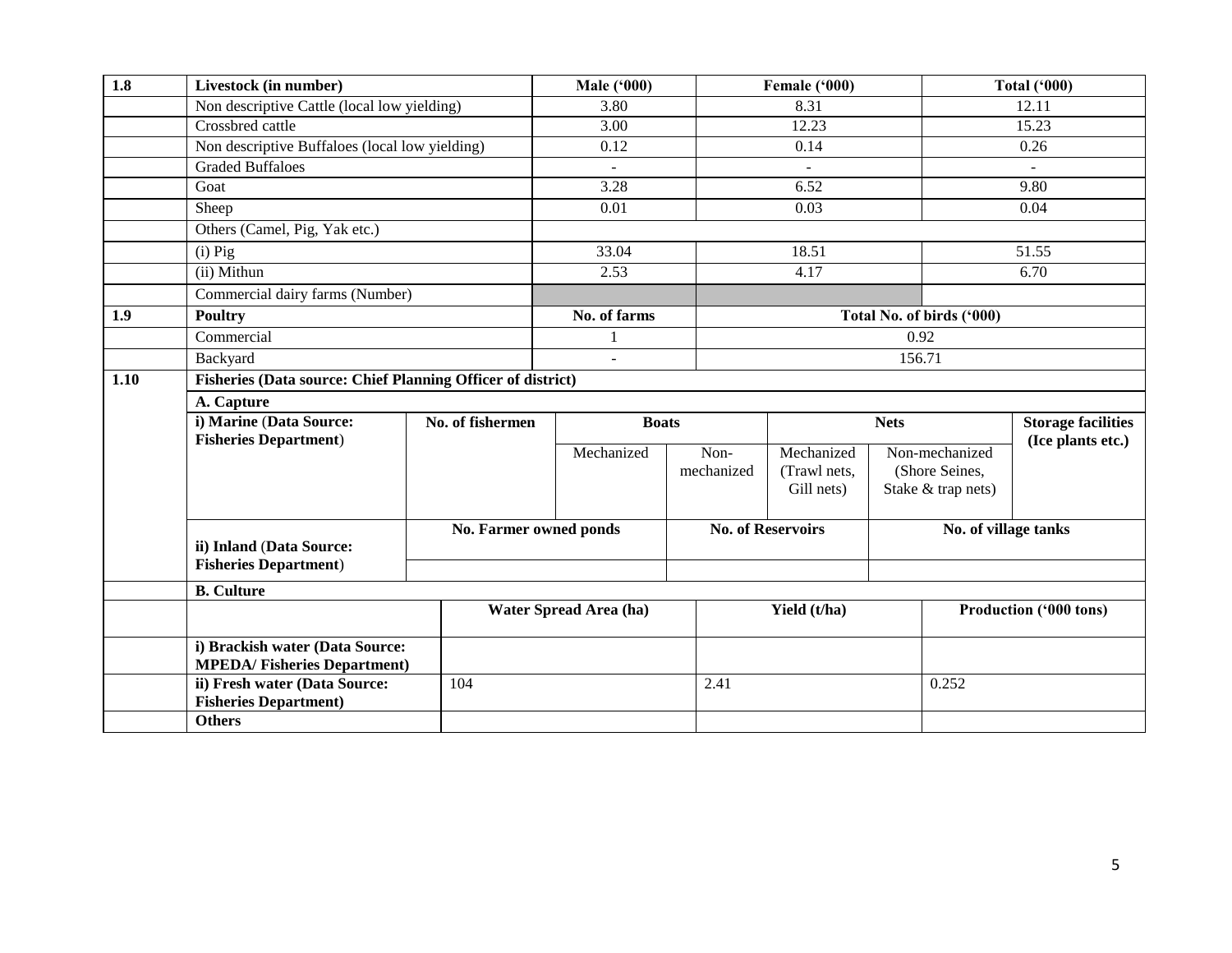| 1.8 | Livestock (in number) | Male ('000) | Female ('000) | Total ('000) |
|---|---|---|---|---|
| | Non descriptive Cattle (local low yielding) | 3.80 | 8.31 | 12.11 |
| | Crossbred cattle | 3.00 | 12.23 | 15.23 |
| | Non descriptive Buffaloes (local low yielding) | 0.12 | 0.14 | 0.26 |
| | Graded Buffaloes | - | - | - |
| | Goat | 3.28 | 6.52 | 9.80 |
| | Sheep | 0.01 | 0.03 | 0.04 |
| | Others (Camel, Pig, Yak etc.) | | | |
| | (i) Pig | 33.04 | 18.51 | 51.55 |
| | (ii) Mithun | 2.53 | 4.17 | 6.70 |
| | Commercial dairy farms (Number) | | | |
| **1.9** | **Poultry** | **No. of farms** | **Total No. of birds ('000)** | |
| | Commercial | 1 | 0.92 | |
| | Backyard | - | 156.71 | |

| 1.10 | Fisheries (Data source: Chief Planning Officer of district) | | | | | | |
|---|---|---|---|---|---|---|---|
| | **A. Capture** | | | | | | |
| | **i) Marine (Data Source: Fisheries Department)** | **No. of fishermen** | **Boats** | | **Nets** | | **Storage facilities (Ice plants etc.)** |
| | | | Mechanized | Non-mechanized | Mechanized (Trawl nets, Gill nets) | Non-mechanized (Shore Seines, Stake & trap nets) | |
| | **ii) Inland (Data Source: Fisheries Department)** | **No. Farmer owned ponds** | | **No. of Reservoirs** | | **No. of village tanks** | |
| | | | | | | | |
| | **B. Culture** | | | | | | |
| | | **Water Spread Area (ha)** | | **Yield (t/ha)** | | **Production ('000 tons)** | |
| | **i) Brackish water (Data Source: MPEDA/ Fisheries Department)** | | | | | | |
| | **ii) Fresh water (Data Source: Fisheries Department)** | 104 | | 2.41 | | 0.252 | |
| | **Others** | | | | | | |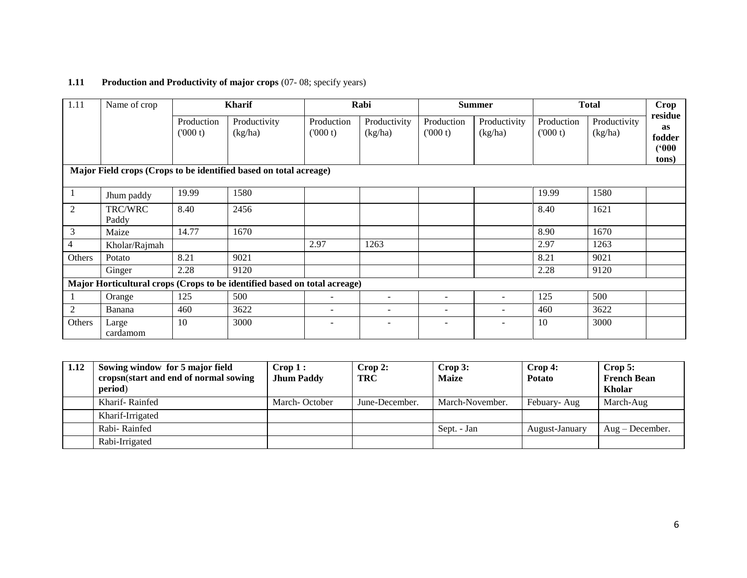**1.11 Production and Productivity of major crops** (07- 08; specify years)

| 1.11 | Name of crop | Kharif | | Rabi | | Summer | | Total | | Crop residue as fodder ('000 tons) |
|---|---|---|---|---|---|---|---|---|---|---|
| | | Production ('000 t) | Productivity (kg/ha) | Production ('000 t) | Productivity (kg/ha) | Production ('000 t) | Productivity (kg/ha) | Production ('000 t) | Productivity (kg/ha) | |
| **Major Field crops (Crops to be identified based on total acreage)** | | | | | | | | | | |
| 1 | Jhum paddy | 19.99 | 1580 | | | | | 19.99 | 1580 | |
| 2 | TRC/WRC Paddy | 8.40 | 2456 | | | | | 8.40 | 1621 | |
| 3 | Maize | 14.77 | 1670 | | | | | 8.90 | 1670 | |
| 4 | Kholar/Rajmah | | | 2.97 | 1263 | | | 2.97 | 1263 | |
| Others | Potato | 8.21 | 9021 | | | | | 8.21 | 9021 | |
| | Ginger | 2.28 | 9120 | | | | | 2.28 | 9120 | |
| **Major Horticultural crops (Crops to be identified based on total acreage)** | | | | | | | | | | |
| 1 | Orange | 125 | 500 | - | - | - | - | 125 | 500 | |
| 2 | Banana | 460 | 3622 | - | - | - | - | 460 | 3622 | |
| Others | Large cardamom | 10 | 3000 | - | - | - | - | 10 | 3000 | |

| 1.12 | Sowing window for 5 major field cropsn(start and end of normal sowing period) | Crop 1 : Jhum Paddy | Crop 2: TRC | Crop 3: Maize | Crop 4: Potato | Crop 5: French Bean Kholar |
|---|---|---|---|---|---|---|
| | Kharif- Rainfed | March- October | June-December. | March-November. | Febuary- Aug | March-Aug |
| | Kharif-Irrigated | | | | | |
| | Rabi- Rainfed | | | Sept. - Jan | August-January | Aug – December. |
| | Rabi-Irrigated | | | | | |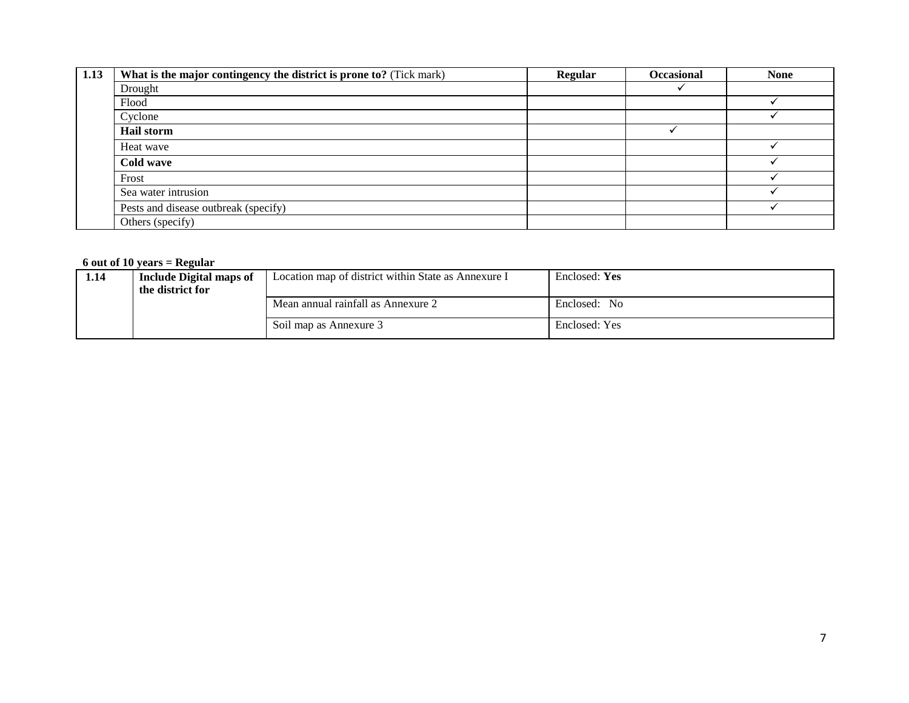| 1.13 | **What is the major contingency the district is prone to?** (Tick mark) | **Regular** | **Occasional** | **None** |
|---|---|---|---|---|
| | Drought | | ✓ | |
| | Flood | | | ✓ |
| | Cyclone | | | ✓ |
| | **Hail storm** | | ✓ | |
| | Heat wave | | | ✓ |
| | **Cold wave** | | | ✓ |
| | Frost | | | ✓ |
| | Sea water intrusion | | | ✓ |
| | Pests and disease outbreak (specify) | | | ✓ |
| | Others (specify) | | | |

**6 out of 10 years = Regular**

| 1.14 | **Include Digital maps of the district for** | Location map of district within State as Annexure I | Enclosed: **Yes** |
|---|---|---|---|
| | | Mean annual rainfall as Annexure 2 | Enclosed: No |
| | | Soil map as Annexure 3 | Enclosed: Yes |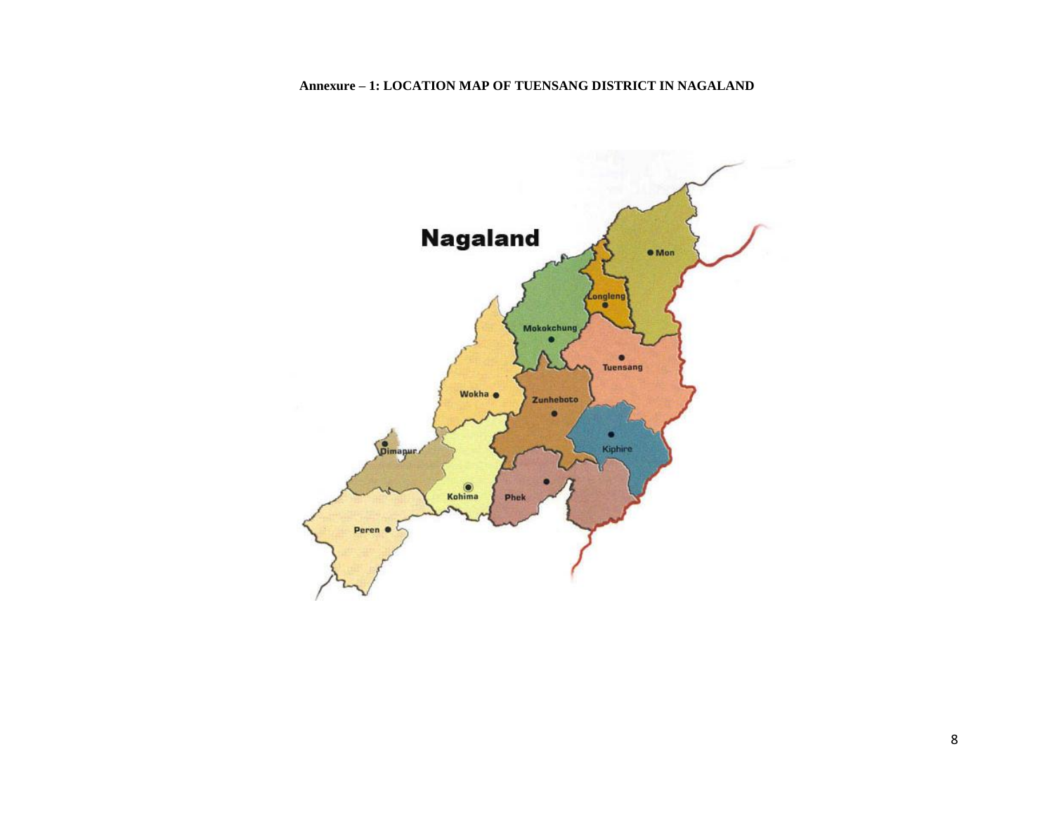**Annexure – 1: LOCATION MAP OF TUENSANG DISTRICT IN NAGALAND**

Nagaland

Mon

Longleng

Mokokchung

Tuensang

Wokha

Zunheboto

Dimapur

Kiphire

Kohima

Phek

Peren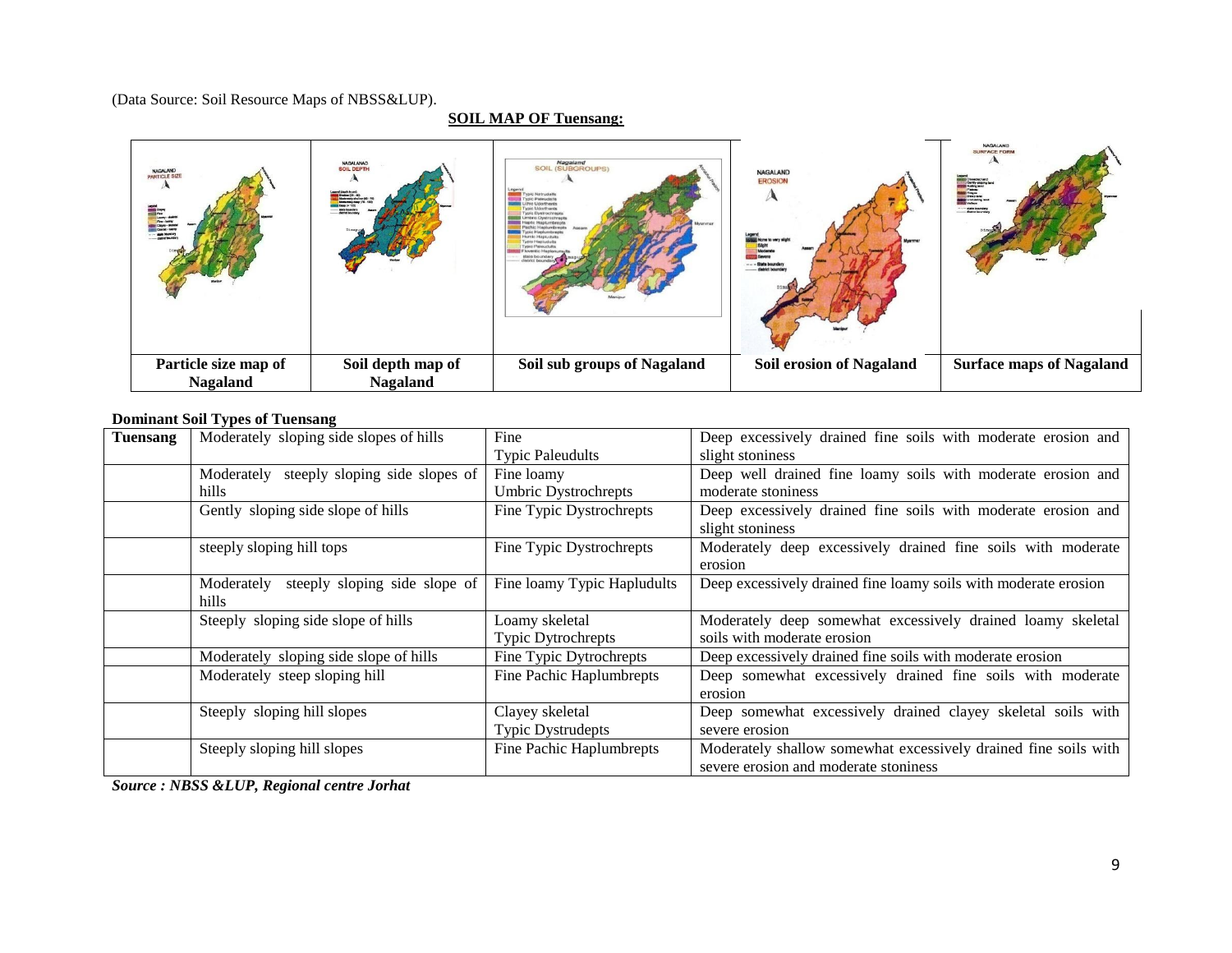(Data Source: Soil Resource Maps of NBSS&LUP).

**SOIL MAP OF Tuensang:**

| Particle size map of Nagaland | Soil depth map of Nagaland | Soil sub groups of Nagaland | Soil erosion of Nagaland | Surface maps of Nagaland |
|---|---|---|---|---|

**Dominant Soil Types of Tuensang**

| | | | |
|---|---|---|---|
| **Tuensang** | Moderately sloping side slopes of hills | Fine Typic Paleudults | Deep excessively drained fine soils with moderate erosion and slight stoniness |
| | Moderately steeply sloping side slopes of hills | Fine loamy Umbric Dystrochrepts | Deep well drained fine loamy soils with moderate erosion and moderate stoniness |
| | Gently sloping side slope of hills | Fine Typic Dystrochrepts | Deep excessively drained fine soils with moderate erosion and slight stoniness |
| | steeply sloping hill tops | Fine Typic Dystrochrepts | Moderately deep excessively drained fine soils with moderate erosion |
| | Moderately steeply sloping side slope of hills | Fine loamy Typic Hapludults | Deep excessively drained fine loamy soils with moderate erosion |
| | Steeply sloping side slope of hills | Loamy skeletal Typic Dytrochrepts | Moderately deep somewhat excessively drained loamy skeletal soils with moderate erosion |
| | Moderately sloping side slope of hills | Fine Typic Dytrochrepts | Deep excessively drained fine soils with moderate erosion |
| | Moderately steep sloping hill | Fine Pachic Haplumbrepts | Deep somewhat excessively drained fine soils with moderate erosion |
| | Steeply sloping hill slopes | Clayey skeletal Typic Dystrudepts | Deep somewhat excessively drained clayey skeletal soils with severe erosion |
| | Steeply sloping hill slopes | Fine Pachic Haplumbrepts | Moderately shallow somewhat excessively drained fine soils with severe erosion and moderate stoniness |

***Source : NBSS &LUP, Regional centre Jorhat***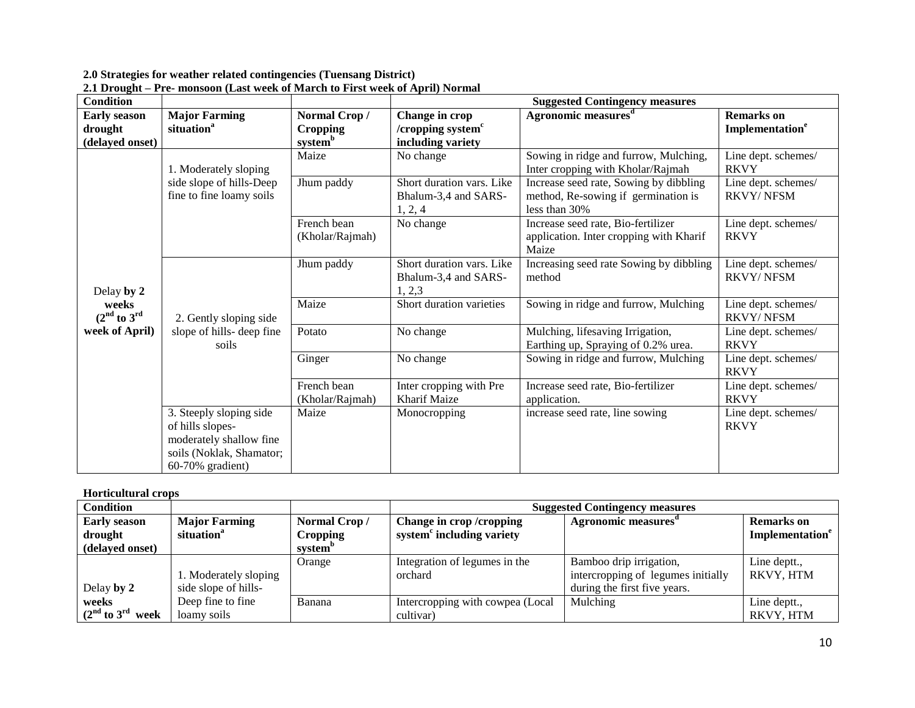**2.0 Strategies for weather related contingencies (Tuensang District)**

**2.1 Drought – Pre- monsoon (Last week of March to First week of April) Normal**

| Condition | | | Suggested Contingency measures | | |
|---|---|---|---|---|---|
| **Early season drought (delayed onset)** | **Major Farming situation[a]** | **Normal Crop / Cropping system[b]** | **Change in crop /cropping system[c] including variety** | **Agronomic measures[d]** | **Remarks on Implementation[e]** |
| Delay **by 2 weeks (2[nd] to 3[rd] week of April)** | 1. Moderately sloping side slope of hills-Deep fine to fine loamy soils | Maize | No change | Sowing in ridge and furrow, Mulching, Inter cropping with Kholar/Rajmah | Line dept. schemes/ RKVY |
| | | Jhum paddy | Short duration vars. Like Bhalum-3,4 and SARS-1, 2, 4 | Increase seed rate, Sowing by dibbling method, Re-sowing if germination is less than 30% | Line dept. schemes/ RKVY/ NFSM |
| | | French bean (Kholar/Rajmah) | No change | Increase seed rate, Bio-fertilizer application. Inter cropping with Kharif Maize | Line dept. schemes/ RKVY |
| | 2. Gently sloping side slope of hills- deep fine soils | Jhum paddy | Short duration vars. Like Bhalum-3,4 and SARS-1, 2,3 | Increasing seed rate Sowing by dibbling method | Line dept. schemes/ RKVY/ NFSM |
| | | Maize | Short duration varieties | Sowing in ridge and furrow, Mulching | Line dept. schemes/ RKVY/ NFSM |
| | | Potato | No change | Mulching, lifesaving Irrigation, Earthing up, Spraying of 0.2% urea. | Line dept. schemes/ RKVY |
| | | Ginger | No change | Sowing in ridge and furrow, Mulching | Line dept. schemes/ RKVY |
| | | French bean (Kholar/Rajmah) | Inter cropping with Pre Kharif Maize | Increase seed rate, Bio-fertilizer application. | Line dept. schemes/ RKVY |
| | 3. Steeply sloping side of hills slopes- moderately shallow fine soils (Noklak, Shamator; 60-70% gradient) | Maize | Monocropping | increase seed rate, line sowing | Line dept. schemes/ RKVY |

**Horticultural crops**

| Condition | | | Suggested Contingency measures | | |
|---|---|---|---|---|---|
| **Early season drought (delayed onset)** | **Major Farming situation[a]** | **Normal Crop / Cropping system[b]** | **Change in crop /cropping system[c] including variety** | **Agronomic measures[d]** | **Remarks on Implementation[e]** |
| Delay **by 2 weeks (2[nd] to 3[rd] week** | 1. Moderately sloping side slope of hills- Deep fine to fine loamy soils | Orange | Integration of legumes in the orchard | Bamboo drip irrigation, intercropping of legumes initially during the first five years. | Line deptt., RKVY, HTM |
| | | Banana | Intercropping with cowpea (Local cultivar) | Mulching | Line deptt., RKVY, HTM |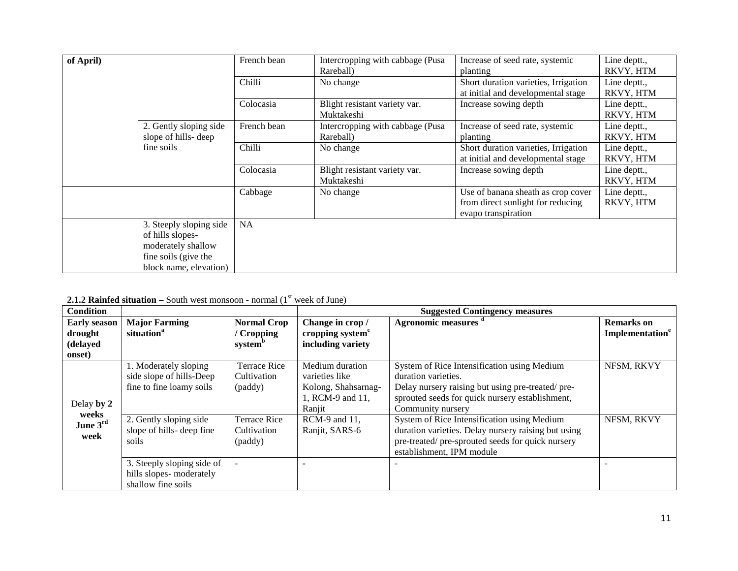| | | | | | |
|---|---|---|---|---|---|
| **of April)** | | French bean | Intercropping with cabbage (Pusa Rareball) | Increase of seed rate, systemic planting | Line deptt., RKVY, HTM |
| | | Chilli | No change | Short duration varieties, Irrigation at initial and developmental stage | Line deptt., RKVY, HTM |
| | | Colocasia | Blight resistant variety var. Muktakeshi | Increase sowing depth | Line deptt., RKVY, HTM |
| | 2. Gently sloping side slope of hills- deep fine soils | French bean | Intercropping with cabbage (Pusa Rareball) | Increase of seed rate, systemic planting | Line deptt., RKVY, HTM |
| | | Chilli | No change | Short duration varieties, Irrigation at initial and developmental stage | Line deptt., RKVY, HTM |
| | | Colocasia | Blight resistant variety var. Muktakeshi | Increase sowing depth | Line deptt., RKVY, HTM |
| | | Cabbage | No change | Use of banana sheath as crop cover from direct sunlight for reducing evapo transpiration | Line deptt., RKVY, HTM |
| | 3. Steeply sloping side of hills slopes- moderately shallow fine soils (give the block name, elevation) | NA | | | |

**2.1.2 Rainfed situation** – South west monsoon - normal (1st week of June)

| **Condition** | | | **Suggested Contingency measures** | | |
|---|---|---|---|---|---|
| **Early season drought (delayed onset)** | **Major Farming situation[a]** | **Normal Crop / Cropping system[b]** | **Change in crop / cropping system[c] including variety** | **Agronomic measures [d]** | **Remarks on Implementation[e]** |
| Delay **by 2 weeks June 3rd week** | 1. Moderately sloping side slope of hills-Deep fine to fine loamy soils | Terrace Rice Cultivation (paddy) | Medium duration varieties like Kolong, Shahsarnag-1, RCM-9 and 11, Ranjit | System of Rice Intensification using Medium duration varieties. Delay nursery raising but using pre-treated/ pre-sprouted seeds for quick nursery establishment, Community nursery | NFSM, RKVY |
| | 2. Gently sloping side slope of hills- deep fine soils | Terrace Rice Cultivation (paddy) | RCM-9 and 11, Ranjit, SARS-6 | System of Rice Intensification using Medium duration varieties. Delay nursery raising but using pre-treated/ pre-sprouted seeds for quick nursery establishment, IPM module | NFSM, RKVY |
| | 3. Steeply sloping side of hills slopes- moderately shallow fine soils | - | - | - | - |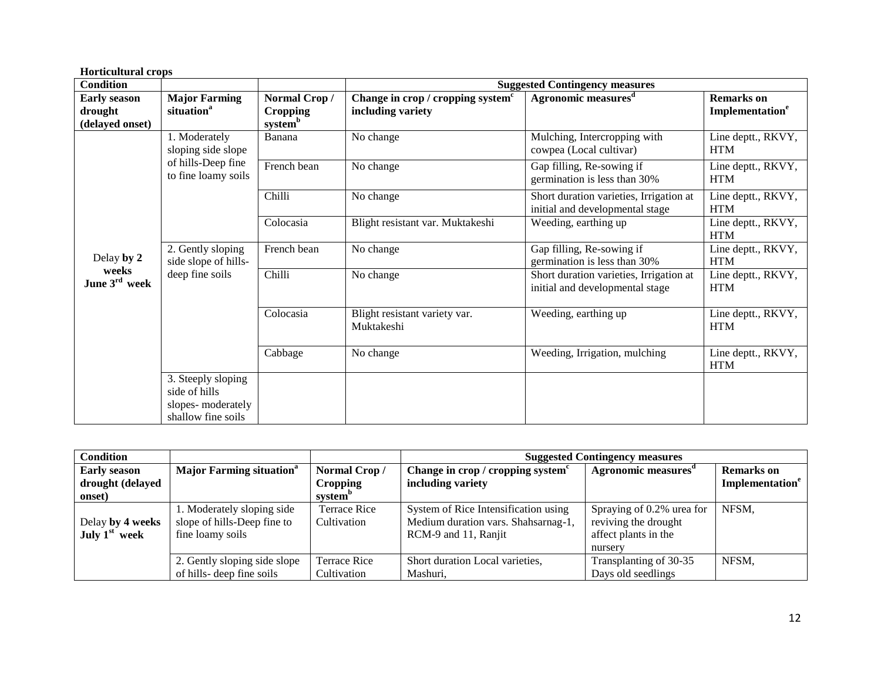**Horticultural crops**

| Condition | | | Suggested Contingency measures | | |
|---|---|---|---|---|---|
| **Early season drought (delayed onset)** | **Major Farming situation[a]** | **Normal Crop / Cropping system[b]** | **Change in crop / cropping system[c] including variety** | **Agronomic measures[d]** | **Remarks on Implementation[e]** |
| Delay **by 2 weeks June 3[rd] week** | 1. Moderately sloping side slope of hills-Deep fine to fine loamy soils | Banana | No change | Mulching, Intercropping with cowpea (Local cultivar) | Line deptt., RKVY, HTM |
| | | French bean | No change | Gap filling, Re-sowing if germination is less than 30% | Line deptt., RKVY, HTM |
| | | Chilli | No change | Short duration varieties, Irrigation at initial and developmental stage | Line deptt., RKVY, HTM |
| | | Colocasia | Blight resistant var. Muktakeshi | Weeding, earthing up | Line deptt., RKVY, HTM |
| | 2. Gently sloping side slope of hills-deep fine soils | French bean | No change | Gap filling, Re-sowing if germination is less than 30% | Line deptt., RKVY, HTM |
| | | Chilli | No change | Short duration varieties, Irrigation at initial and developmental stage | Line deptt., RKVY, HTM |
| | | Colocasia | Blight resistant variety var. Muktakeshi | Weeding, earthing up | Line deptt., RKVY, HTM |
| | | Cabbage | No change | Weeding, Irrigation, mulching | Line deptt., RKVY, HTM |
| | 3. Steeply sloping side of hills slopes- moderately shallow fine soils | | | | |

| Condition | | | Suggested Contingency measures | | |
|---|---|---|---|---|---|
| **Early season drought (delayed onset)** | **Major Farming situation[a]** | **Normal Crop / Cropping system[b]** | **Change in crop / cropping system[c] including variety** | **Agronomic measures[d]** | **Remarks on Implementation[e]** |
| Delay **by 4 weeks July 1[st] week** | 1. Moderately sloping side slope of hills-Deep fine to fine loamy soils | Terrace Rice Cultivation | System of Rice Intensification using Medium duration vars. Shahsarnag-1, RCM-9 and 11, Ranjit | Spraying of 0.2% urea for reviving the drought affect plants in the nursery | NFSM, |
| | 2. Gently sloping side slope of hills- deep fine soils | Terrace Rice Cultivation | Short duration Local varieties, Mashuri, | Transplanting of 30-35 Days old seedlings | NFSM, |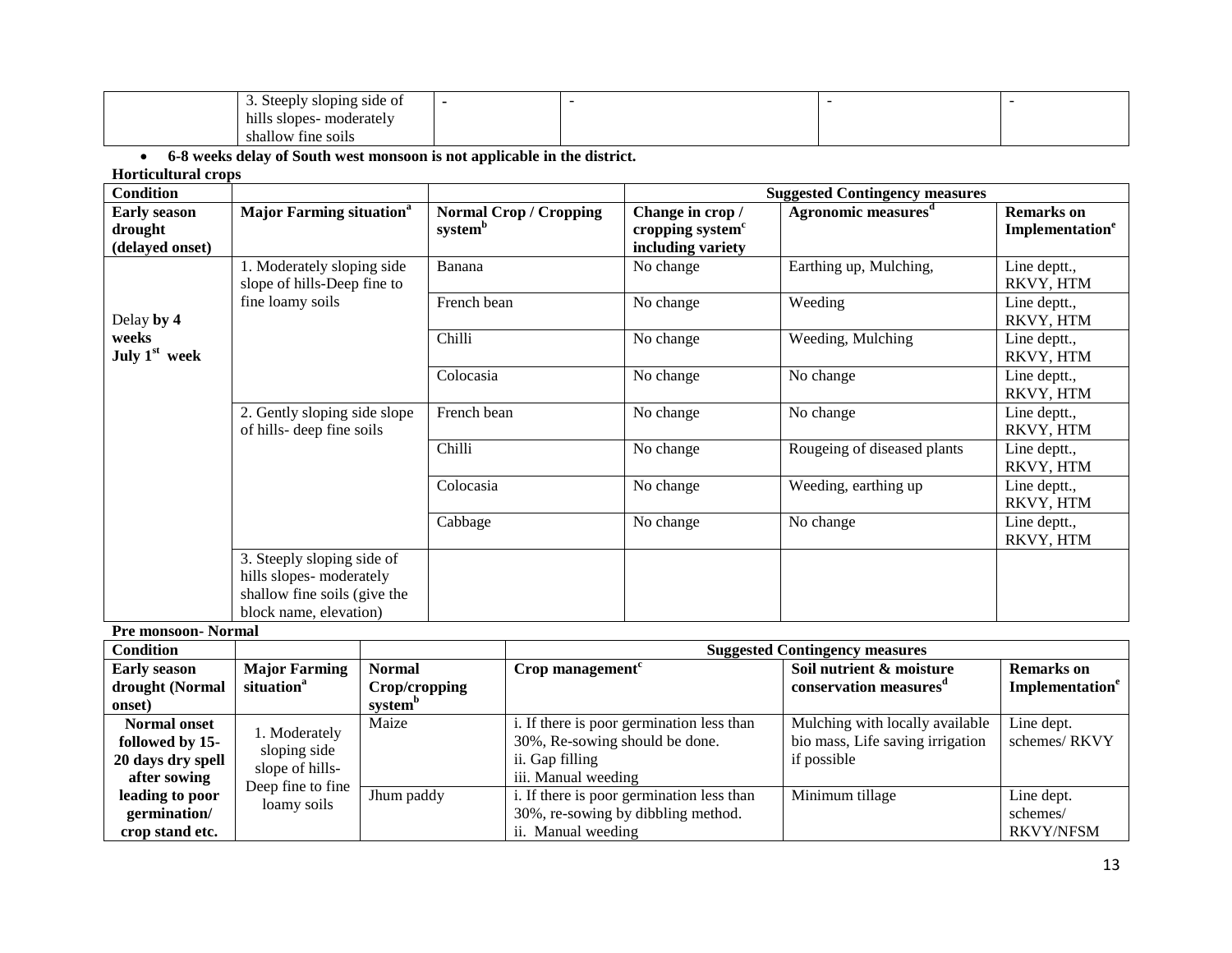| | | | | | |
|---|---|---|---|---|---|
| | 3. Steeply sloping side of hills slopes- moderately shallow fine soils | - | - | - | - |

- **6-8 weeks delay of South west monsoon is not applicable in the district.**

**Horticultural crops**

| Condition | | | Suggested Contingency measures | | |
|---|---|---|---|---|---|
| **Early season drought (delayed onset)** | **Major Farming situation[a]** | **Normal Crop / Cropping system[b]** | **Change in crop / cropping system[c] including variety** | **Agronomic measures[d]** | **Remarks on Implementation[e]** |
| Delay **by 4 weeks July 1st week** | 1. Moderately sloping side slope of hills-Deep fine to fine loamy soils | Banana | No change | Earthing up, Mulching, | Line deptt., RKVY, HTM |
| | | French bean | No change | Weeding | Line deptt., RKVY, HTM |
| | | Chilli | No change | Weeding, Mulching | Line deptt., RKVY, HTM |
| | | Colocasia | No change | No change | Line deptt., RKVY, HTM |
| | 2. Gently sloping side slope of hills- deep fine soils | French bean | No change | No change | Line deptt., RKVY, HTM |
| | | Chilli | No change | Rougeing of diseased plants | Line deptt., RKVY, HTM |
| | | Colocasia | No change | Weeding, earthing up | Line deptt., RKVY, HTM |
| | | Cabbage | No change | No change | Line deptt., RKVY, HTM |
| | 3. Steeply sloping side of hills slopes- moderately shallow fine soils (give the block name, elevation) | | | | |

**Pre monsoon- Normal**

| Condition | | | Suggested Contingency measures | | |
|---|---|---|---|---|---|
| **Early season drought (Normal onset)** | **Major Farming situation[a]** | **Normal Crop/cropping system[b]** | **Crop management[c]** | **Soil nutrient & moisture conservation measures[d]** | **Remarks on Implementation[e]** |
| **Normal onset followed by 15-20 days dry spell after sowing leading to poor germination/ crop stand etc.** | 1. Moderately sloping side slope of hills- Deep fine to fine loamy soils | Maize | i. If there is poor germination less than 30%, Re-sowing should be done.<br>ii. Gap filling<br>iii. Manual weeding | Mulching with locally available bio mass, Life saving irrigation if possible | Line dept. schemes/ RKVY |
| | | Jhum paddy | i. If there is poor germination less than 30%, re-sowing by dibbling method.<br>ii. Manual weeding | Minimum tillage | Line dept. schemes/ RKVY/NFSM |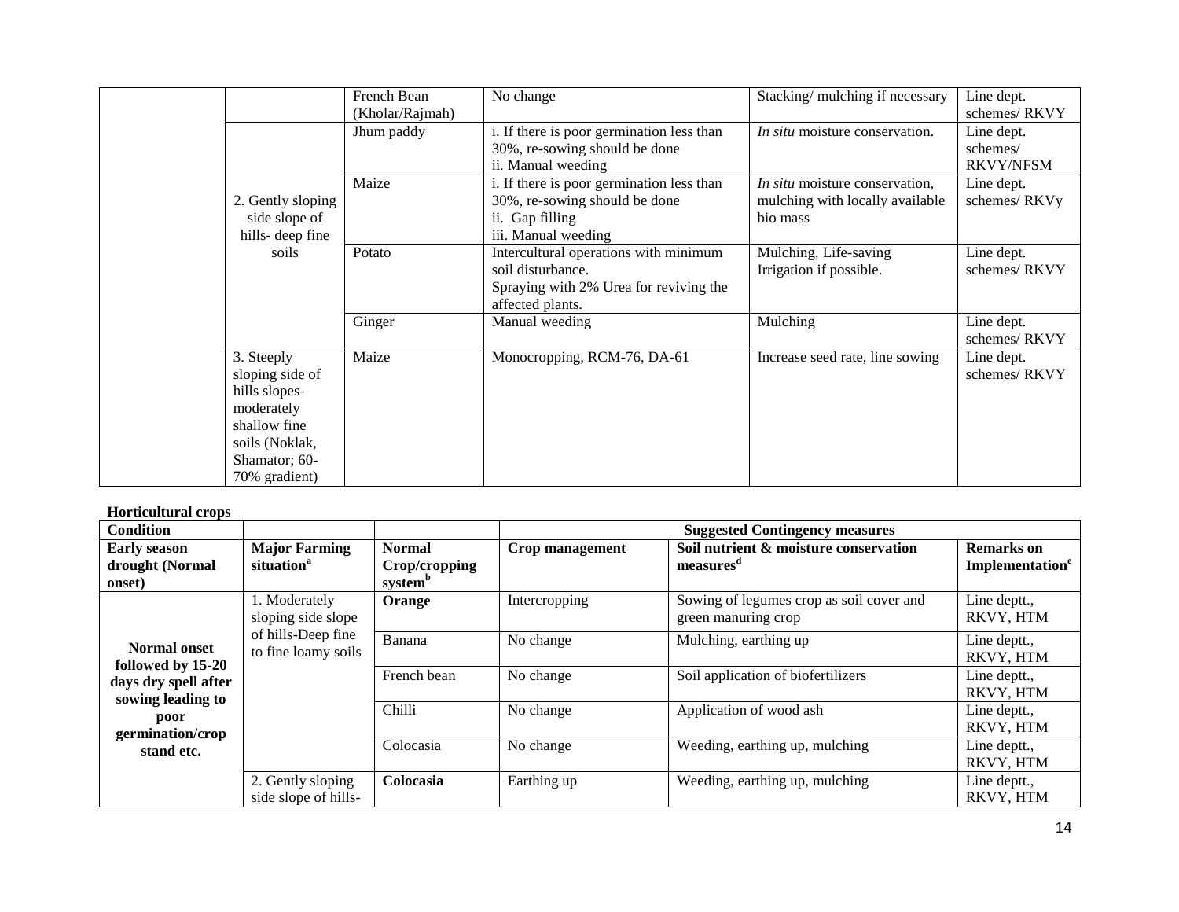| | | | | | |
|---|---|---|---|---|---|
| | | French Bean (Kholar/Rajmah) | No change | Stacking/ mulching if necessary | Line dept. schemes/ RKVY |
| | 2. Gently sloping side slope of hills- deep fine soils | Jhum paddy | i. If there is poor germination less than 30%, re-sowing should be done<br>ii. Manual weeding | *In situ* moisture conservation. | Line dept. schemes/ RKVY/NFSM |
| | | Maize | i. If there is poor germination less than 30%, re-sowing should be done<br>ii. Gap filling<br>iii. Manual weeding | *In situ* moisture conservation, mulching with locally available bio mass | Line dept. schemes/ RKVy |
| | | Potato | Intercultural operations with minimum soil disturbance.<br>Spraying with 2% Urea for reviving the affected plants. | Mulching, Life-saving Irrigation if possible. | Line dept. schemes/ RKVY |
| | | Ginger | Manual weeding | Mulching | Line dept. schemes/ RKVY |
| | 3. Steeply sloping side of hills slopes- moderately shallow fine soils (Noklak, Shamator; 60-70% gradient) | Maize | Monocropping, RCM-76, DA-61 | Increase seed rate, line sowing | Line dept. schemes/ RKVY |

**Horticultural crops**

| Condition | | | Suggested Contingency measures | | |
|---|---|---|---|---|---|
| **Early season drought (Normal onset)** | **Major Farming situation**[a] | **Normal Crop/cropping system**[b] | **Crop management** | **Soil nutrient & moisture conservation measures**[d] | **Remarks on Implementation**[e] |
| **Normal onset followed by 15-20 days dry spell after sowing leading to poor germination/crop stand etc.** | 1. Moderately sloping side slope of hills-Deep fine to fine loamy soils | **Orange** | Intercropping | Sowing of legumes crop as soil cover and green manuring crop | Line deptt., RKVY, HTM |
| | | Banana | No change | Mulching, earthing up | Line deptt., RKVY, HTM |
| | | French bean | No change | Soil application of biofertilizers | Line deptt., RKVY, HTM |
| | | Chilli | No change | Application of wood ash | Line deptt., RKVY, HTM |
| | | Colocasia | No change | Weeding, earthing up, mulching | Line deptt., RKVY, HTM |
| | 2. Gently sloping side slope of hills- | **Colocasia** | Earthing up | Weeding, earthing up, mulching | Line deptt., RKVY, HTM |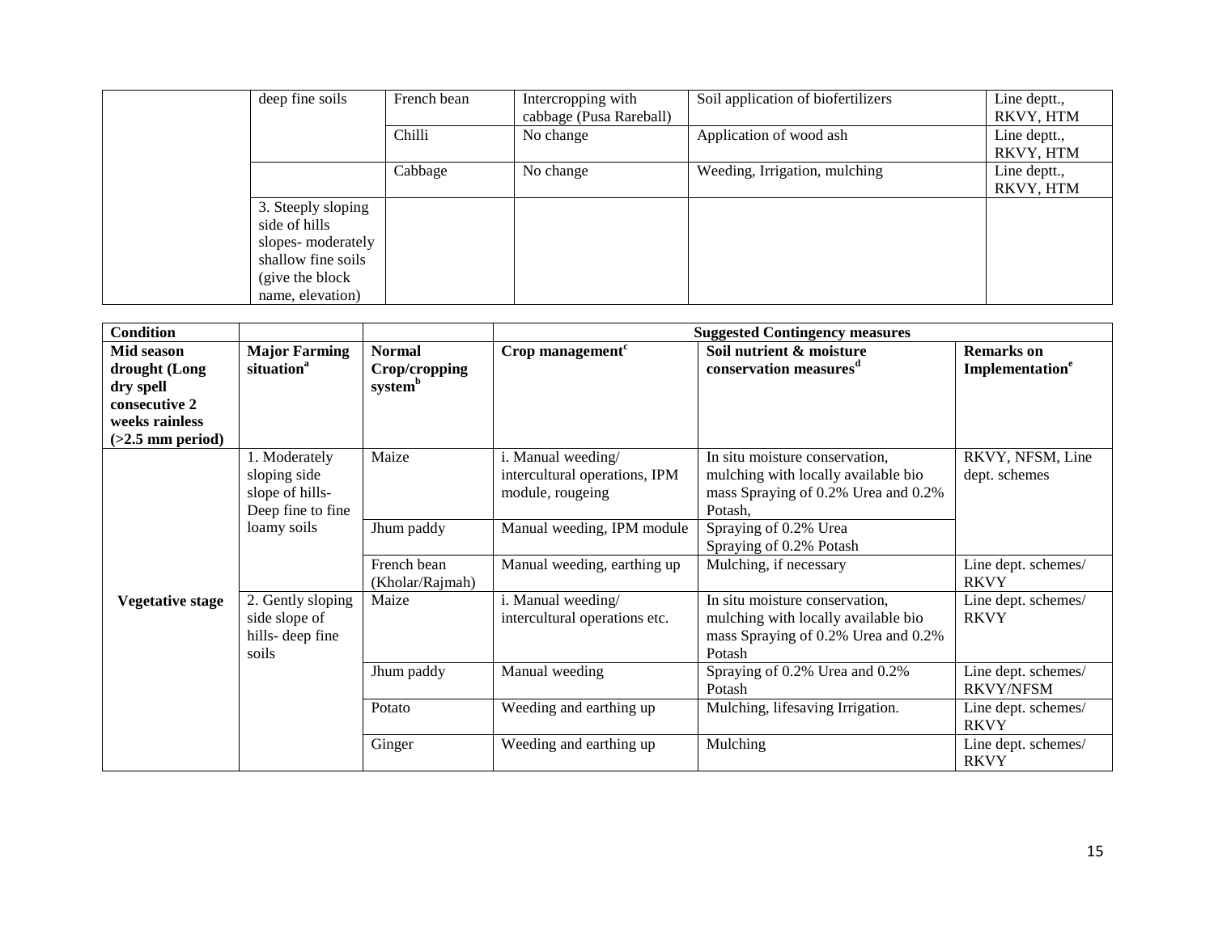| | | | | | |
|---|---|---|---|---|---|
| | deep fine soils | French bean | Intercropping with cabbage (Pusa Rareball) | Soil application of biofertilizers | Line deptt., RKVY, HTM |
| | | Chilli | No change | Application of wood ash | Line deptt., RKVY, HTM |
| | | Cabbage | No change | Weeding, Irrigation, mulching | Line deptt., RKVY, HTM |
| | 3. Steeply sloping side of hills slopes- moderately shallow fine soils (give the block name, elevation) | | | | |

| Condition | | | Suggested Contingency measures | | |
|---|---|---|---|---|---|
| Mid season drought (Long dry spell consecutive 2 weeks rainless (>2.5 mm period) | Major Farming situation[a] | Normal Crop/cropping system[b] | Crop management[c] | Soil nutrient & moisture conservation measures[d] | Remarks on Implementation[e] |
| Vegetative stage | 1. Moderately sloping side slope of hills- Deep fine to fine loamy soils | Maize | i. Manual weeding/ intercultural operations, IPM module, rougeing | In situ moisture conservation, mulching with locally available bio mass Spraying of 0.2% Urea and 0.2% Potash, | RKVY, NFSM, Line dept. schemes |
| | | Jhum paddy | Manual weeding, IPM module | Spraying of 0.2% Urea<br>Spraying of 0.2% Potash | |
| | | French bean (Kholar/Rajmah) | Manual weeding, earthing up | Mulching, if necessary | Line dept. schemes/ RKVY |
| | 2. Gently sloping side slope of hills- deep fine soils | Maize | i. Manual weeding/ intercultural operations etc. | In situ moisture conservation, mulching with locally available bio mass Spraying of 0.2% Urea and 0.2% Potash | Line dept. schemes/ RKVY |
| | | Jhum paddy | Manual weeding | Spraying of 0.2% Urea and 0.2% Potash | Line dept. schemes/ RKVY/NFSM |
| | | Potato | Weeding and earthing up | Mulching, lifesaving Irrigation. | Line dept. schemes/ RKVY |
| | | Ginger | Weeding and earthing up | Mulching | Line dept. schemes/ RKVY |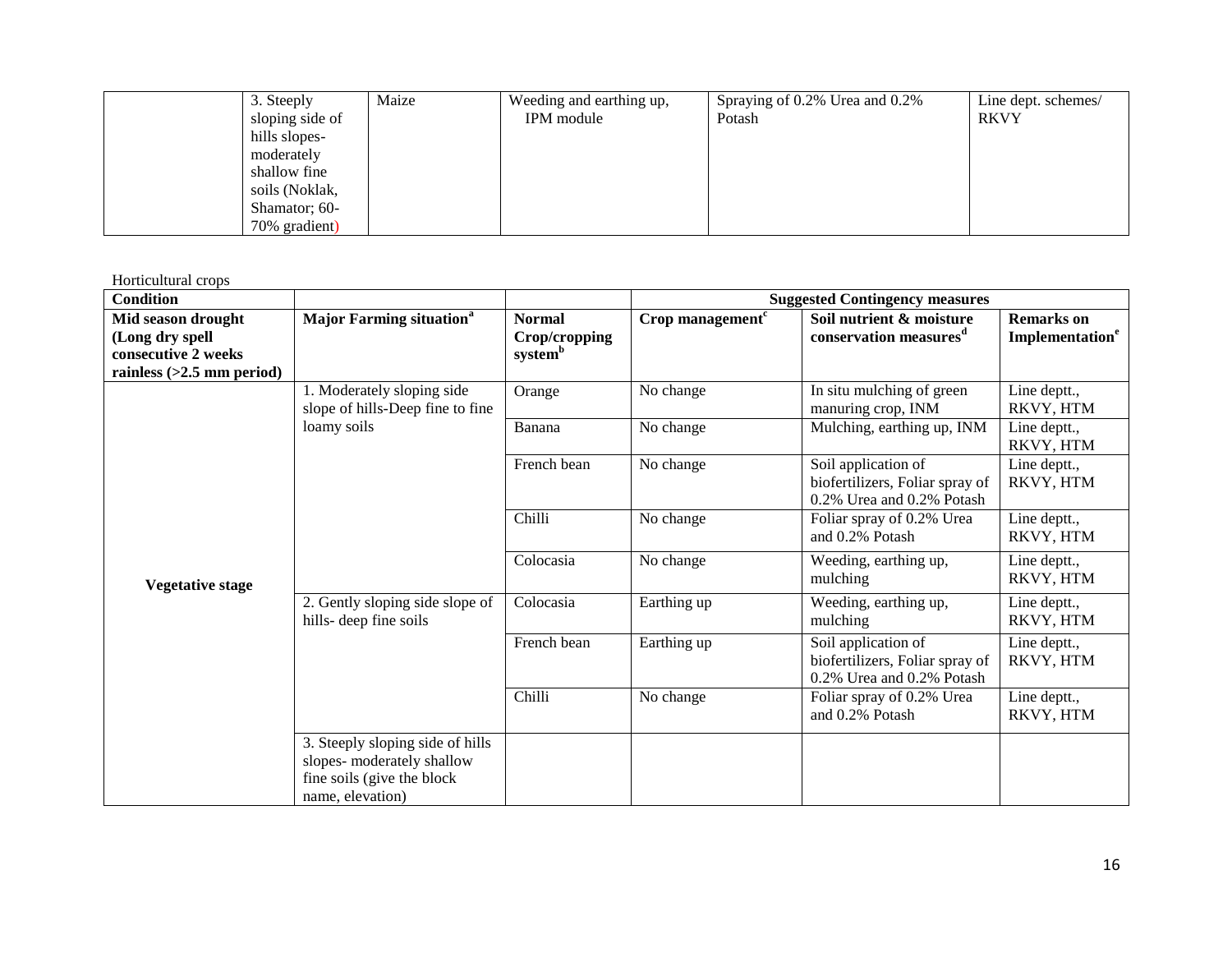| | | | | | |
|---|---|---|---|---|---|
| | 3. Steeply sloping side of hills slopes- moderately shallow fine soils (Noklak, Shamator; 60-70% gradient) | Maize | Weeding and earthing up, IPM module | Spraying of 0.2% Urea and 0.2% Potash | Line dept. schemes/ RKVY |

Horticultural crops

| Condition | | | Suggested Contingency measures | | |
|---|---|---|---|---|---|
| Mid season drought (Long dry spell consecutive 2 weeks rainless (>2.5 mm period) | Major Farming situation[a] | Normal Crop/cropping system[b] | Crop management[c] | Soil nutrient & moisture conservation measures[d] | Remarks on Implementation[e] |
| Vegetative stage | 1. Moderately sloping side slope of hills-Deep fine to fine loamy soils | Orange | No change | In situ mulching of green manuring crop, INM | Line deptt., RKVY, HTM |
| | | Banana | No change | Mulching, earthing up, INM | Line deptt., RKVY, HTM |
| | | French bean | No change | Soil application of biofertilizers, Foliar spray of 0.2% Urea and 0.2% Potash | Line deptt., RKVY, HTM |
| | | Chilli | No change | Foliar spray of 0.2% Urea and 0.2% Potash | Line deptt., RKVY, HTM |
| | | Colocasia | No change | Weeding, earthing up, mulching | Line deptt., RKVY, HTM |
| | 2. Gently sloping side slope of hills- deep fine soils | Colocasia | Earthing up | Weeding, earthing up, mulching | Line deptt., RKVY, HTM |
| | | French bean | Earthing up | Soil application of biofertilizers, Foliar spray of 0.2% Urea and 0.2% Potash | Line deptt., RKVY, HTM |
| | | Chilli | No change | Foliar spray of 0.2% Urea and 0.2% Potash | Line deptt., RKVY, HTM |
| | 3. Steeply sloping side of hills slopes- moderately shallow fine soils (give the block name, elevation) | | | | |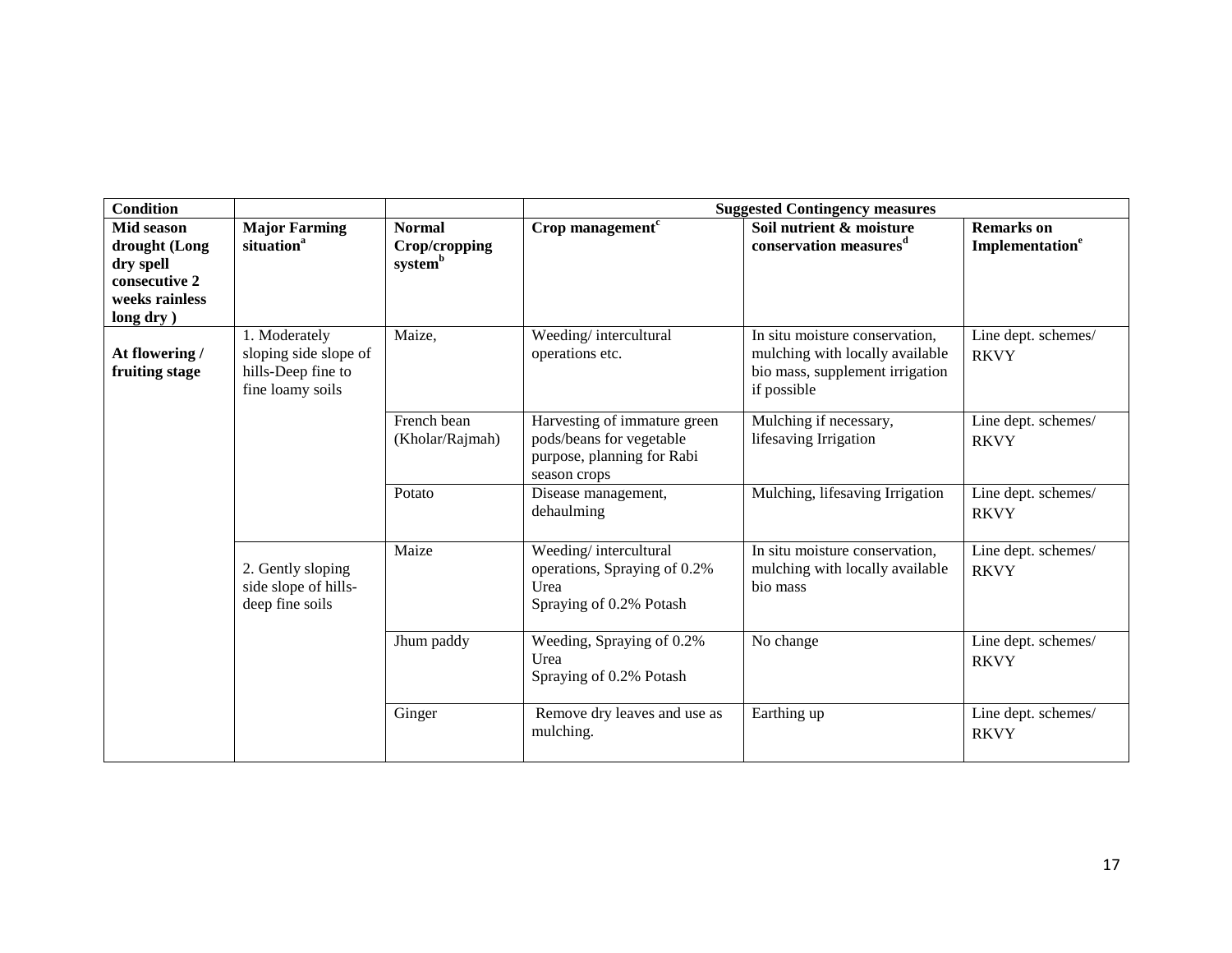| Condition | | | Suggested Contingency measures | | |
|---|---|---|---|---|---|
| **Mid season drought (Long dry spell consecutive 2 weeks rainless long dry )** | **Major Farming situation[a]** | **Normal Crop/cropping system[b]** | **Crop management[c]** | **Soil nutrient & moisture conservation measures[d]** | **Remarks on Implementation[e]** |
| **At flowering / fruiting stage** | 1. Moderately sloping side slope of hills-Deep fine to fine loamy soils | Maize, | Weeding/ intercultural operations etc. | In situ moisture conservation, mulching with locally available bio mass, supplement irrigation if possible | Line dept. schemes/ RKVY |
| | | French bean (Kholar/Rajmah) | Harvesting of immature green pods/beans for vegetable purpose, planning for Rabi season crops | Mulching if necessary, lifesaving Irrigation | Line dept. schemes/ RKVY |
| | | Potato | Disease management, dehaulming | Mulching, lifesaving Irrigation | Line dept. schemes/ RKVY |
| | 2. Gently sloping side slope of hills-deep fine soils | Maize | Weeding/ intercultural operations, Spraying of 0.2% Urea<br>Spraying of 0.2% Potash | In situ moisture conservation, mulching with locally available bio mass | Line dept. schemes/ RKVY |
| | | Jhum paddy | Weeding, Spraying of 0.2% Urea<br>Spraying of 0.2% Potash | No change | Line dept. schemes/ RKVY |
| | | Ginger | Remove dry leaves and use as mulching. | Earthing up | Line dept. schemes/ RKVY |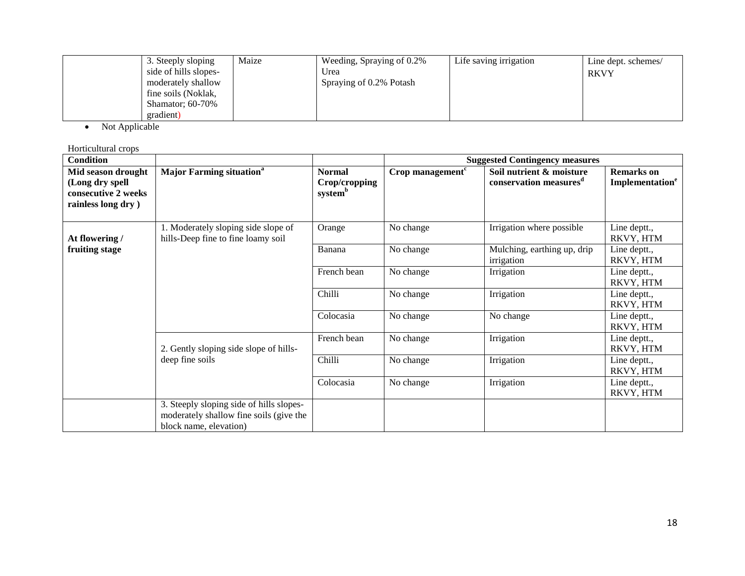|  | 3. Steeply sloping side of hills slopes-moderately shallow fine soils (Noklak, Shamator; 60-70% gradient) | Maize | Weeding, Spraying of 0.2% Urea Spraying of 0.2% Potash | Life saving irrigation | Line dept. schemes/ RKVY |
|---|---|---|---|---|---|

- Not Applicable

Horticultural crops

| Condition |  |  | Suggested Contingency measures |  |  |
|---|---|---|---|---|---|
| Mid season drought (Long dry spell consecutive 2 weeks rainless long dry ) | Major Farming situation[a] | Normal Crop/cropping system[b] | Crop management[c] | Soil nutrient & moisture conservation measures[d] | Remarks on Implementation[e] |
| At flowering / fruiting stage | 1. Moderately sloping side slope of hills-Deep fine to fine loamy soil | Orange | No change | Irrigation where possible | Line deptt., RKVY, HTM |
|  |  | Banana | No change | Mulching, earthing up, drip irrigation | Line deptt., RKVY, HTM |
|  |  | French bean | No change | Irrigation | Line deptt., RKVY, HTM |
|  |  | Chilli | No change | Irrigation | Line deptt., RKVY, HTM |
|  |  | Colocasia | No change | No change | Line deptt., RKVY, HTM |
|  | 2. Gently sloping side slope of hills-deep fine soils | French bean | No change | Irrigation | Line deptt., RKVY, HTM |
|  |  | Chilli | No change | Irrigation | Line deptt., RKVY, HTM |
|  |  | Colocasia | No change | Irrigation | Line deptt., RKVY, HTM |
|  | 3. Steeply sloping side of hills slopes-moderately shallow fine soils (give the block name, elevation) |  |  |  |  |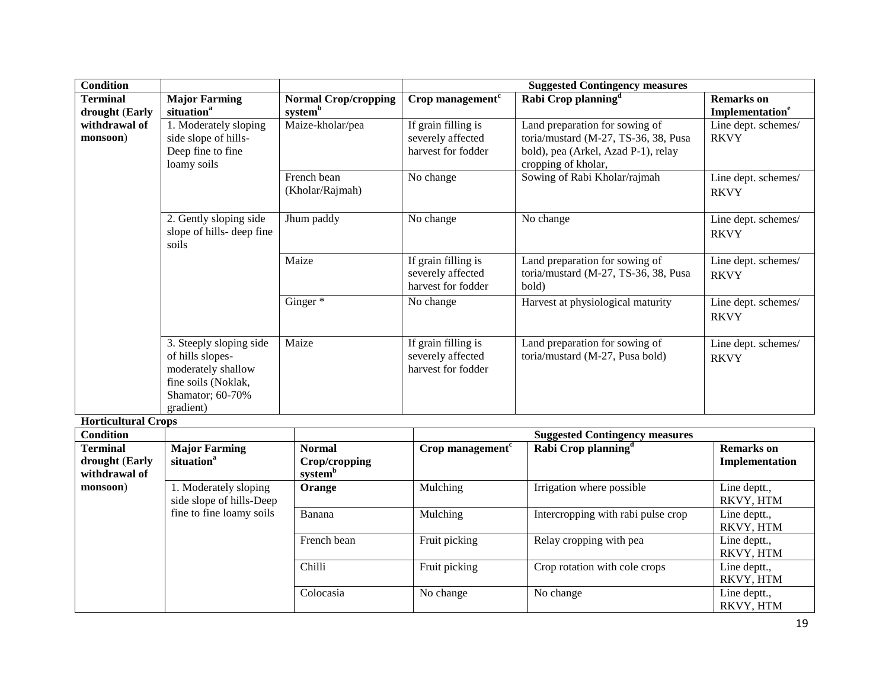| Condition | | | Suggested Contingency measures | | |
|---|---|---|---|---|---|
| Terminal drought (Early withdrawal of monsoon) | Major Farming situation[a] | Normal Crop/cropping system[b] | Crop management[c] | Rabi Crop planning[d] | Remarks on Implementation[e] |
| | 1. Moderately sloping side slope of hills- Deep fine to fine loamy soils | Maize-kholar/pea | If grain filling is severely affected harvest for fodder | Land preparation for sowing of toria/mustard (M-27, TS-36, 38, Pusa bold), pea (Arkel, Azad P-1), relay cropping of kholar, | Line dept. schemes/ RKVY |
| | | French bean (Kholar/Rajmah) | No change | Sowing of Rabi Kholar/rajmah | Line dept. schemes/ RKVY |
| | 2. Gently sloping side slope of hills- deep fine soils | Jhum paddy | No change | No change | Line dept. schemes/ RKVY |
| | | Maize | If grain filling is severely affected harvest for fodder | Land preparation for sowing of toria/mustard (M-27, TS-36, 38, Pusa bold) | Line dept. schemes/ RKVY |
| | | Ginger * | No change | Harvest at physiological maturity | Line dept. schemes/ RKVY |
| | 3. Steeply sloping side of hills slopes- moderately shallow fine soils (Noklak, Shamator; 60-70% gradient) | Maize | If grain filling is severely affected harvest for fodder | Land preparation for sowing of toria/mustard (M-27, Pusa bold) | Line dept. schemes/ RKVY |

**Horticultural Crops**

| Condition | | | Suggested Contingency measures | | |
|---|---|---|---|---|---|
| Terminal drought (Early withdrawal of monsoon) | Major Farming situation[a] | Normal Crop/cropping system[b] | Crop management[c] | Rabi Crop planning[d] | Remarks on Implementation |
| | 1. Moderately sloping side slope of hills-Deep fine to fine loamy soils | **Orange** | Mulching | Irrigation where possible | Line deptt., RKVY, HTM |
| | | Banana | Mulching | Intercropping with rabi pulse crop | Line deptt., RKVY, HTM |
| | | French bean | Fruit picking | Relay cropping with pea | Line deptt., RKVY, HTM |
| | | Chilli | Fruit picking | Crop rotation with cole crops | Line deptt., RKVY, HTM |
| | | Colocasia | No change | No change | Line deptt., RKVY, HTM |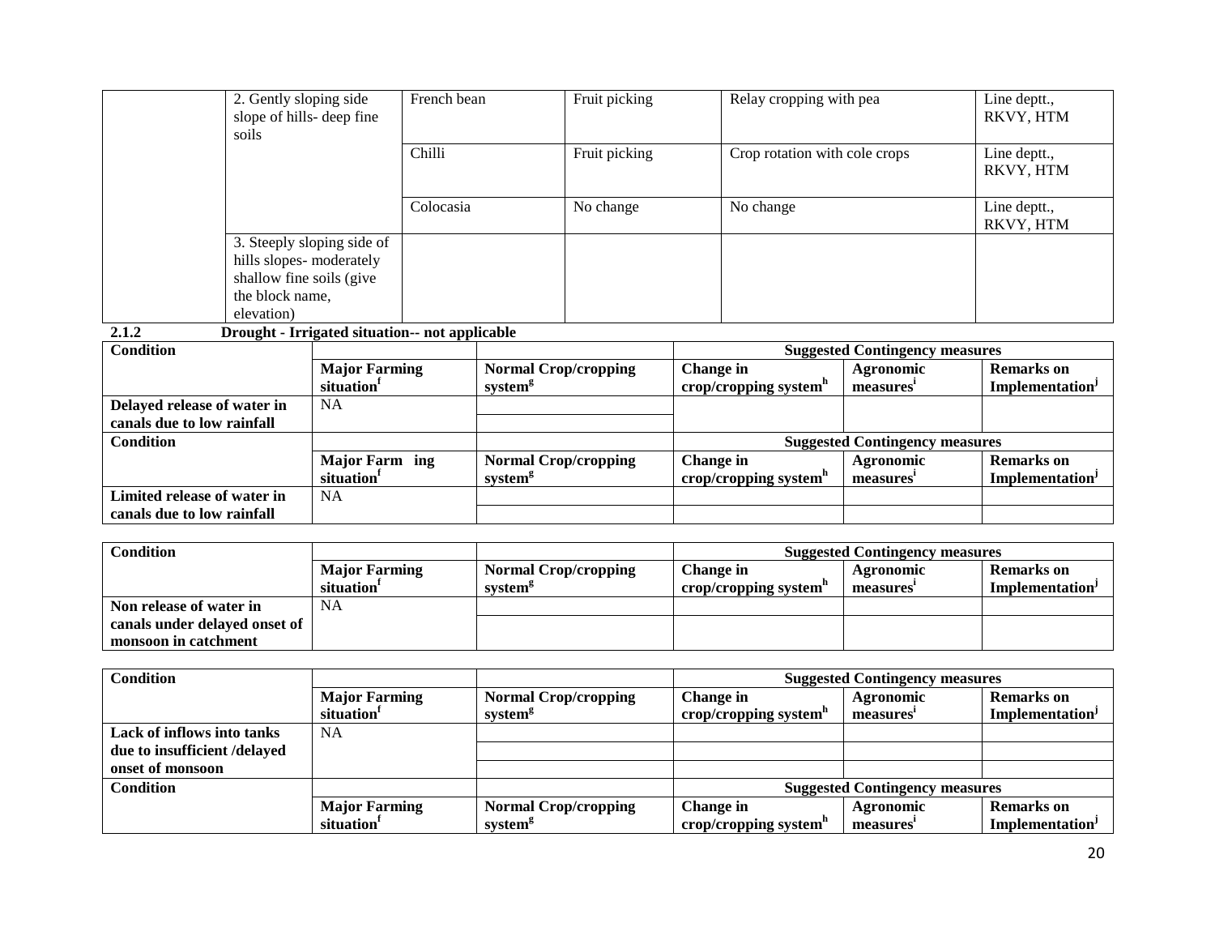| | | | | | |
|---|---|---|---|---|---|
| | 2. Gently sloping side slope of hills- deep fine soils | French bean | Fruit picking | Relay cropping with pea | Line deptt., RKVY, HTM |
| | | Chilli | Fruit picking | Crop rotation with cole crops | Line deptt., RKVY, HTM |
| | | Colocasia | No change | No change | Line deptt., RKVY, HTM |
| | 3. Steeply sloping side of hills slopes- moderately shallow fine soils (give the block name, elevation) | | | | |

**2.1.2 Drought - Irrigated situation-- not applicable**

| Condition | | | Suggested Contingency measures | | |
|---|---|---|---|---|---|
| | Major Farming situation[f] | Normal Crop/cropping system[g] | Change in crop/cropping system[h] | Agronomic measures[i] | Remarks on Implementation[j] |
| Delayed release of water in canals due to low rainfall | NA | | | | |
| | | | | | |
| Condition | | | Suggested Contingency measures | | |
| | Major Farm ing situation[f] | Normal Crop/cropping system[g] | Change in crop/cropping system[h] | Agronomic measures[i] | Remarks on Implementation[j] |
| Limited release of water in canals due to low rainfall | NA | | | | |
| | | | | | |

| Condition | | | Suggested Contingency measures | | |
|---|---|---|---|---|---|
| | Major Farming situation[f] | Normal Crop/cropping system[g] | Change in crop/cropping system[h] | Agronomic measures[i] | Remarks on Implementation[j] |
| Non release of water in canals under delayed onset of monsoon in catchment | NA | | | | |
| | | | | | |

| Condition | | | Suggested Contingency measures | | |
|---|---|---|---|---|---|
| | Major Farming situation[f] | Normal Crop/cropping system[g] | Change in crop/cropping system[h] | Agronomic measures[i] | Remarks on Implementation[j] |
| Lack of inflows into tanks due to insufficient /delayed onset of monsoon | NA | | | | |
| | | | | | |
| | | | | | |
| Condition | | | Suggested Contingency measures | | |
| | Major Farming situation[f] | Normal Crop/cropping system[g] | Change in crop/cropping system[h] | Agronomic measures[i] | Remarks on Implementation[j] |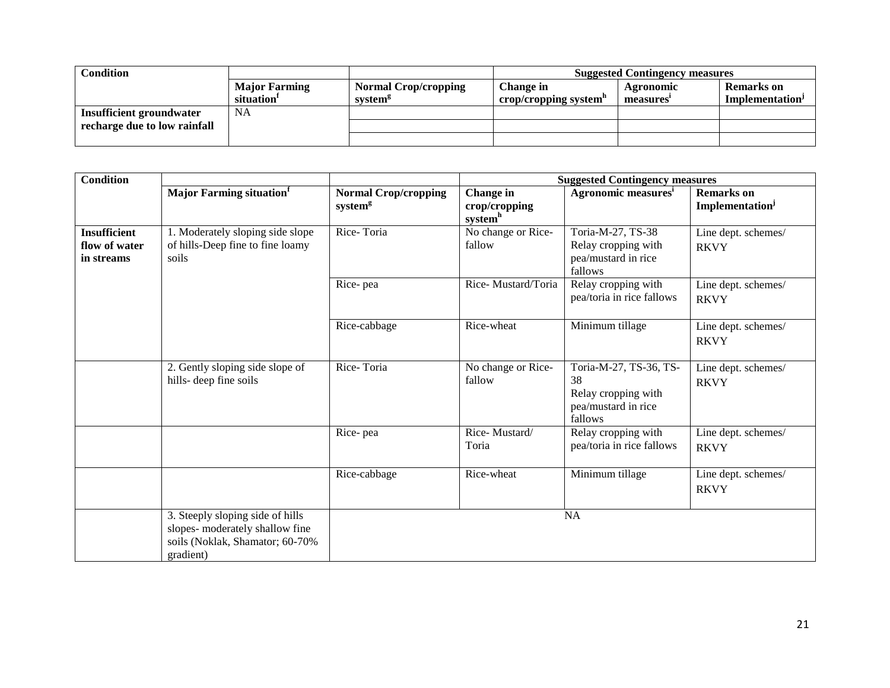| Condition | | | Suggested Contingency measures | | |
|---|---|---|---|---|---|
| | Major Farming situation[f] | Normal Crop/cropping system[g] | Change in crop/cropping system[h] | Agronomic measures[i] | Remarks on Implementation[j] |
| Insufficient groundwater recharge due to low rainfall | NA | | | | |
| | | | | | |
| | | | | | |

| Condition | | | Suggested Contingency measures | | |
|---|---|---|---|---|---|
| | Major Farming situation[f] | Normal Crop/cropping system[g] | Change in crop/cropping system[h] | Agronomic measures[i] | Remarks on Implementation[j] |
| Insufficient flow of water in streams | 1. Moderately sloping side slope of hills-Deep fine to fine loamy soils | Rice- Toria | No change or Rice-fallow | Toria-M-27, TS-38 Relay cropping with pea/mustard in rice fallows | Line dept. schemes/ RKVY |
| | | Rice- pea | Rice- Mustard/Toria | Relay cropping with pea/toria in rice fallows | Line dept. schemes/ RKVY |
| | | Rice-cabbage | Rice-wheat | Minimum tillage | Line dept. schemes/ RKVY |
| | 2. Gently sloping side slope of hills- deep fine soils | Rice- Toria | No change or Rice-fallow | Toria-M-27, TS-36, TS-38 Relay cropping with pea/mustard in rice fallows | Line dept. schemes/ RKVY |
| | | Rice- pea | Rice- Mustard/ Toria | Relay cropping with pea/toria in rice fallows | Line dept. schemes/ RKVY |
| | | Rice-cabbage | Rice-wheat | Minimum tillage | Line dept. schemes/ RKVY |
| | 3. Steeply sloping side of hills slopes- moderately shallow fine soils (Noklak, Shamator; 60-70% gradient) | NA | | | |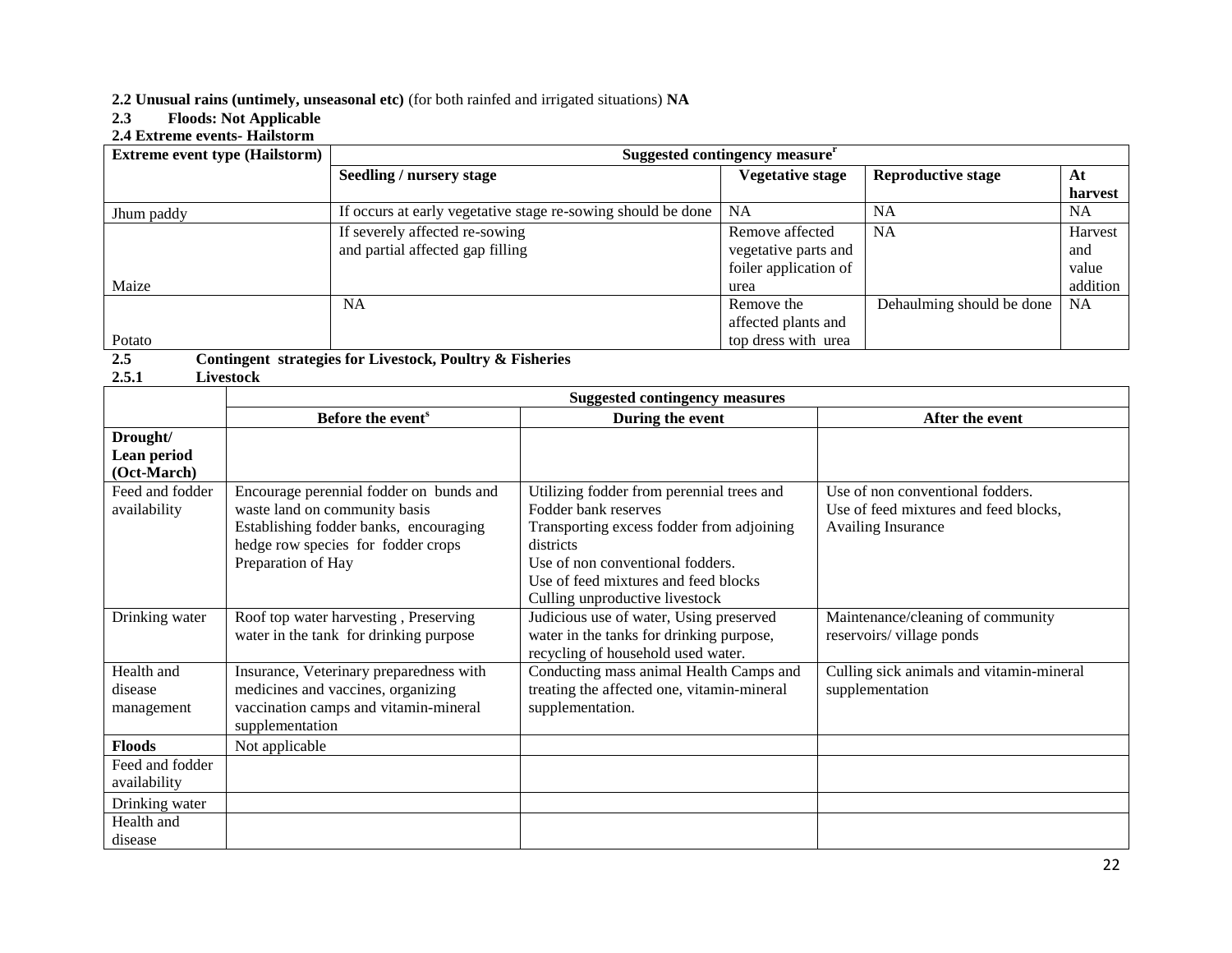**2.2 Unusual rains (untimely, unseasonal etc)** (for both rainfed and irrigated situations) **NA**

**2.3 Floods: Not Applicable**

**2.4 Extreme events- Hailstorm**

| Extreme event type (Hailstorm) | Suggested contingency measure[r] | | | |
|---|---|---|---|---|
| | **Seedling / nursery stage** | **Vegetative stage** | **Reproductive stage** | **At harvest** |
| Jhum paddy | If occurs at early vegetative stage re-sowing should be done | NA | NA | NA |
| Maize | If severely affected re-sowing and partial affected gap filling | Remove affected vegetative parts and foiler application of urea | NA | Harvest and value addition |
| Potato | NA | Remove the affected plants and top dress with urea | Dehaulming should be done | NA |

**2.5 Contingent strategies for Livestock, Poultry & Fisheries**

**2.5.1 Livestock**

| | Suggested contingency measures | | |
|---|---|---|---|
| | **Before the event[s]** | **During the event** | **After the event** |
| **Drought/ Lean period (Oct-March)** | | | |
| Feed and fodder availability | Encourage perennial fodder on bunds and waste land on community basis<br>Establishing fodder banks, encouraging hedge row species for fodder crops<br>Preparation of Hay | Utilizing fodder from perennial trees and Fodder bank reserves<br>Transporting excess fodder from adjoining districts<br>Use of non conventional fodders.<br>Use of feed mixtures and feed blocks<br>Culling unproductive livestock | Use of non conventional fodders.<br>Use of feed mixtures and feed blocks,<br>Availing Insurance |
| Drinking water | Roof top water harvesting , Preserving water in the tank for drinking purpose | Judicious use of water, Using preserved water in the tanks for drinking purpose, recycling of household used water. | Maintenance/cleaning of community reservoirs/ village ponds |
| Health and disease management | Insurance, Veterinary preparedness with medicines and vaccines, organizing vaccination camps and vitamin-mineral supplementation | Conducting mass animal Health Camps and treating the affected one, vitamin-mineral supplementation. | Culling sick animals and vitamin-mineral supplementation |
| **Floods** | Not applicable | | |
| Feed and fodder availability | | | |
| Drinking water | | | |
| Health and disease | | | |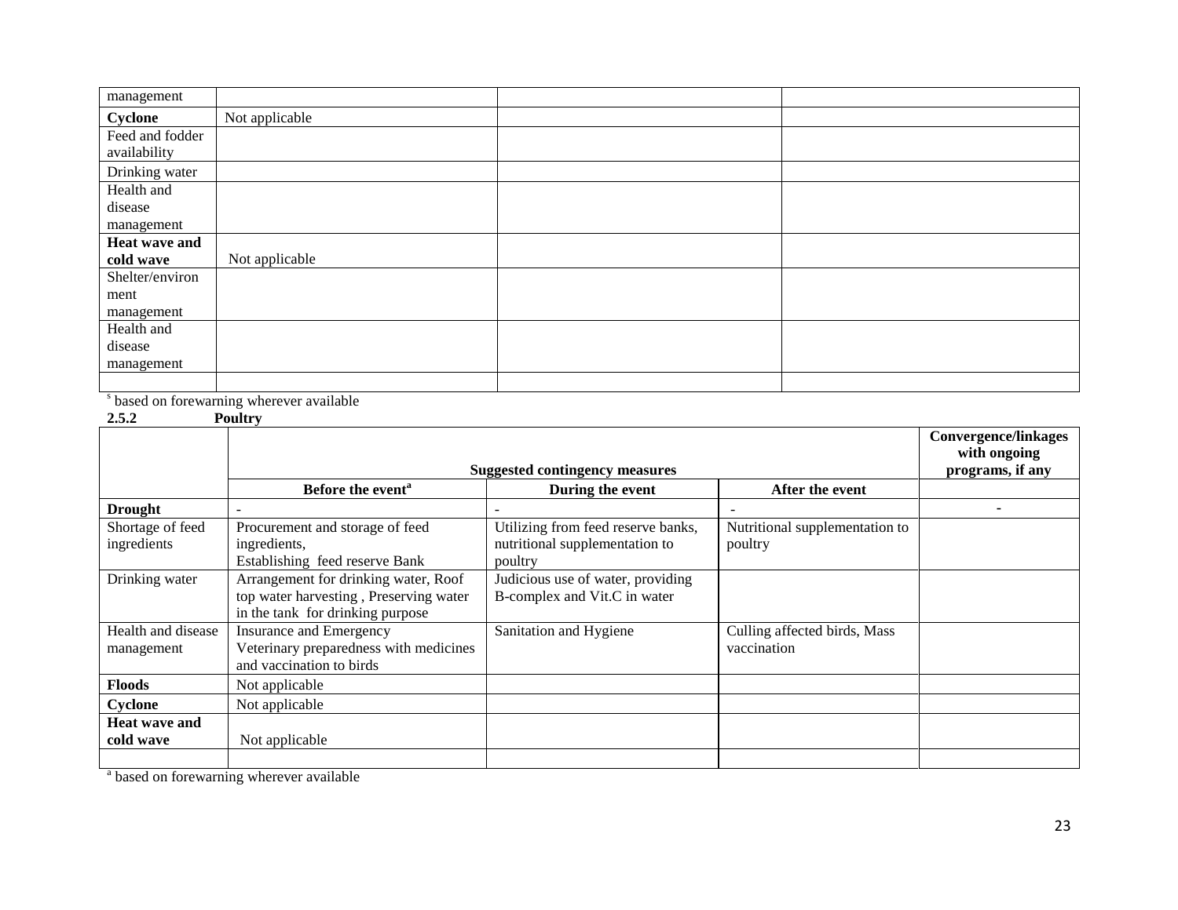| | | | |
|---|---|---|---|
| management | | | |
| **Cyclone** | Not applicable | | |
| Feed and fodder availability | | | |
| Drinking water | | | |
| Health and disease management | | | |
| **Heat wave and cold wave** | Not applicable | | |
| Shelter/environ ment management | | | |
| Health and disease management | | | |
| | | | |

[s] based on forewarning wherever available

**2.5.2 Poultry**

| | Suggested contingency measures | | | Convergence/linkages with ongoing programs, if any |
|---|---|---|---|---|
| | Before the event[a] | During the event | After the event | |
| **Drought** | - | - | - | - |
| Shortage of feed ingredients | Procurement and storage of feed ingredients, Establishing feed reserve Bank | Utilizing from feed reserve banks, nutritional supplementation to poultry | Nutritional supplementation to poultry | |
| Drinking water | Arrangement for drinking water, Roof top water harvesting , Preserving water in the tank for drinking purpose | Judicious use of water, providing B-complex and Vit.C in water | | |
| Health and disease management | Insurance and Emergency Veterinary preparedness with medicines and vaccination to birds | Sanitation and Hygiene | Culling affected birds, Mass vaccination | |
| **Floods** | Not applicable | | | |
| **Cyclone** | Not applicable | | | |
| **Heat wave and cold wave** | Not applicable | | | |
| | | | | |

[a] based on forewarning wherever available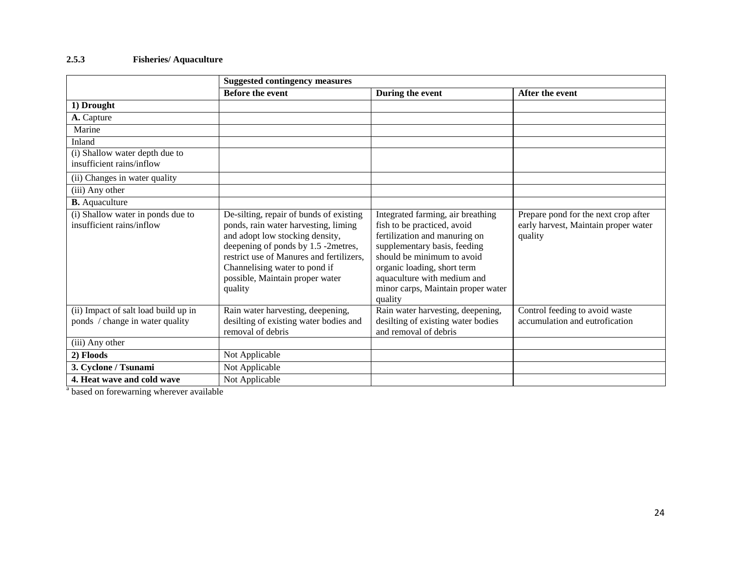### 2.5.3 Fisheries/ Aquaculture

| | Suggested contingency measures | | |
|---|---|---|---|
| | **Before the event** | **During the event** | **After the event** |
| **1) Drought** | | | |
| **A.** Capture | | | |
| Marine | | | |
| Inland | | | |
| (i) Shallow water depth due to insufficient rains/inflow | | | |
| (ii) Changes in water quality | | | |
| (iii) Any other | | | |
| **B.** Aquaculture | | | |
| (i) Shallow water in ponds due to insufficient rains/inflow | De-silting, repair of bunds of existing ponds, rain water harvesting, liming and adopt low stocking density, deepening of ponds by 1.5 -2metres, restrict use of Manures and fertilizers, Channelising water to pond if possible, Maintain proper water quality | Integrated farming, air breathing fish to be practiced, avoid fertilization and manuring on supplementary basis, feeding should be minimum to avoid organic loading, short term aquaculture with medium and minor carps, Maintain proper water quality | Prepare pond for the next crop after early harvest, Maintain proper water quality |
| (ii) Impact of salt load build up in ponds / change in water quality | Rain water harvesting, deepening, desilting of existing water bodies and removal of debris | Rain water harvesting, deepening, desilting of existing water bodies and removal of debris | Control feeding to avoid waste accumulation and eutrofication |
| (iii) Any other | | | |
| **2) Floods** | Not Applicable | | |
| **3. Cyclone / Tsunami** | Not Applicable | | |
| **4. Heat wave and cold wave** | Not Applicable | | |

[a] based on forewarning wherever available